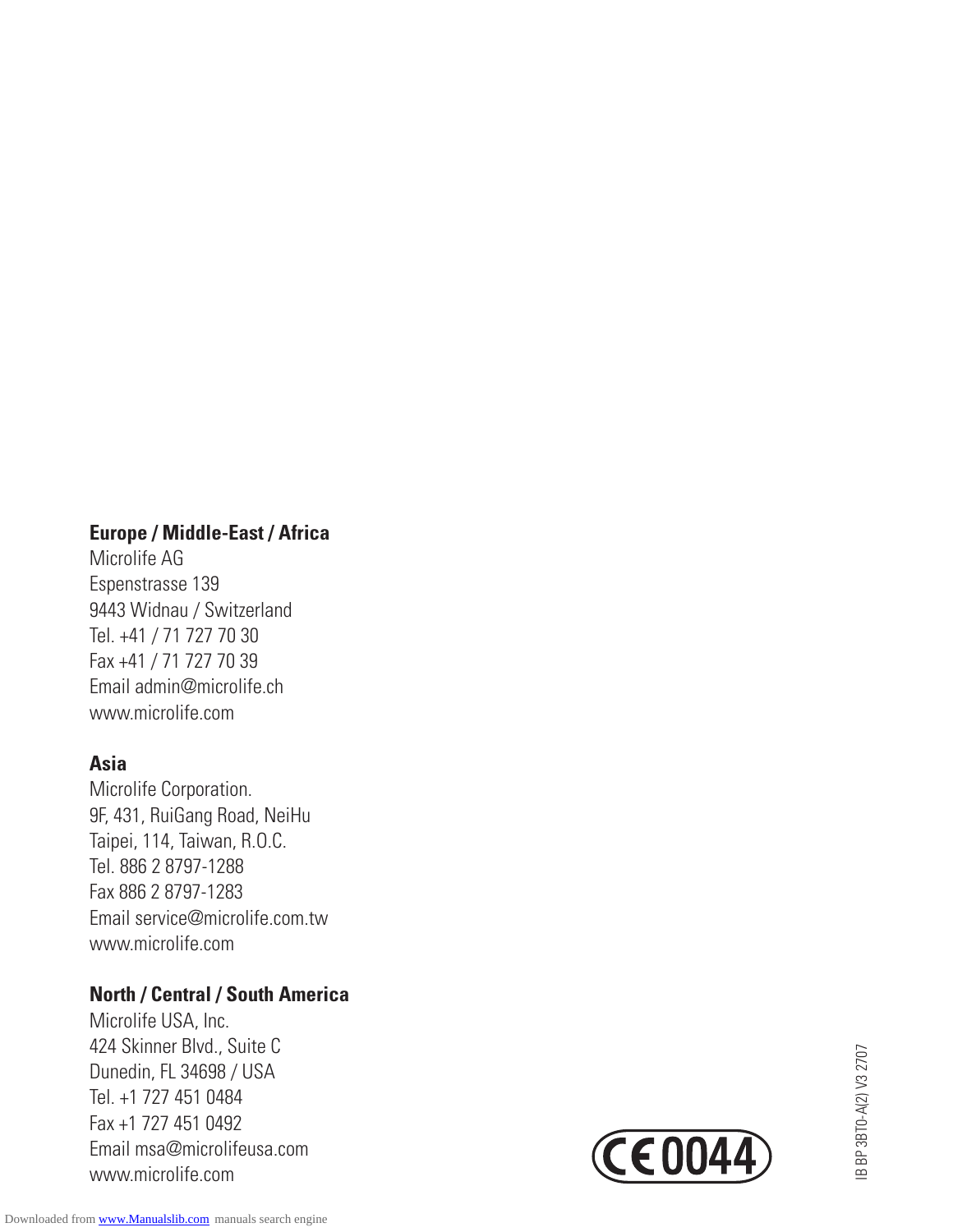**Europe / Middle-East / Africa**
Microlife AG
Espenstrasse 139
9443 Widnau / Switzerland
Tel. +41 / 71 727 70 30
Fax +41 / 71 727 70 39
Email admin@microlife.ch
www.microlife.com

**Asia**
Microlife Corporation.
9F, 431, RuiGang Road, NeiHu
Taipei, 114, Taiwan, R.O.C.
Tel. 886 2 8797-1288
Fax 886 2 8797-1283
Email service@microlife.com.tw
www.microlife.com

**North / Central / South America**
Microlife USA, Inc.
424 Skinner Blvd., Suite C
Dunedin, FL 34698 / USA
Tel. +1 727 451 0484
Fax +1 727 451 0492
Email msa@microlifeusa.com
www.microlife.com

CE 0044

IB BP 3BT0-A(2) V3 2707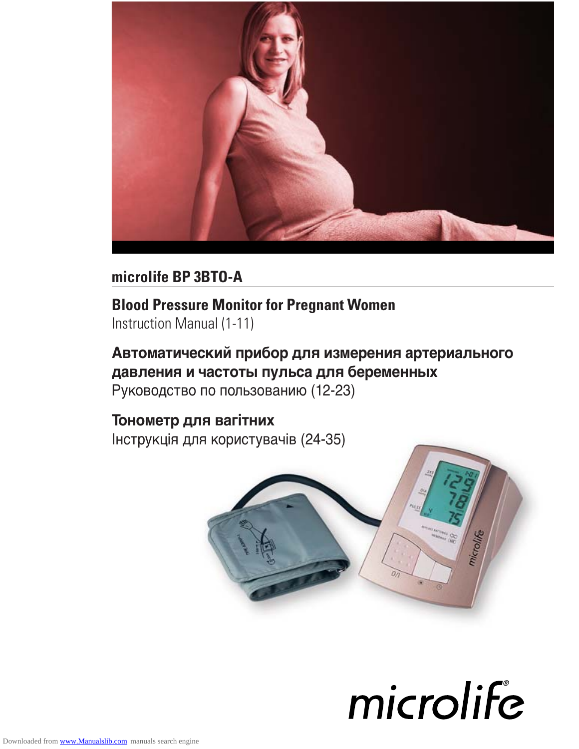**microlife BP 3BTO-A**

**Blood Pressure Monitor for Pregnant Women**
Instruction Manual (1-11)

**Автоматический прибор для измерения артериального давления и частоты пульса для беременных**
Руководство по пользованию (12-23)

**Тонометр для вагітних**
Інструкція для користувачів (24-35)

microlife®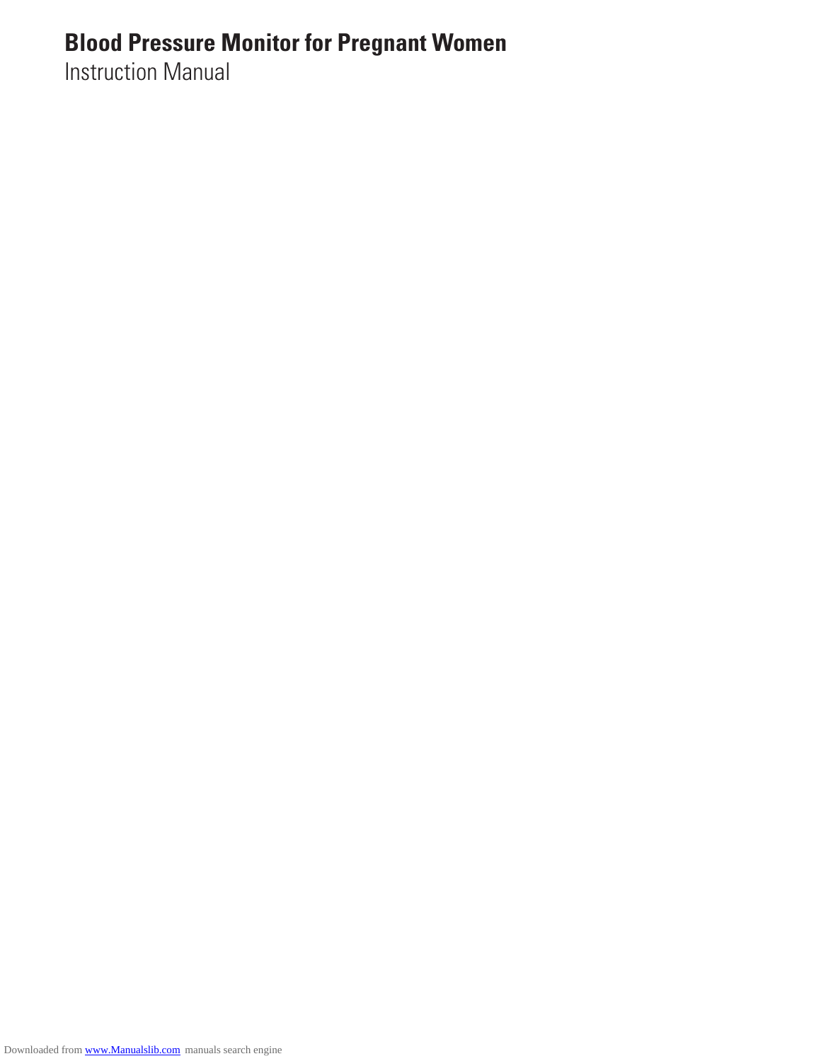# Blood Pressure Monitor for Pregnant Women

Instruction Manual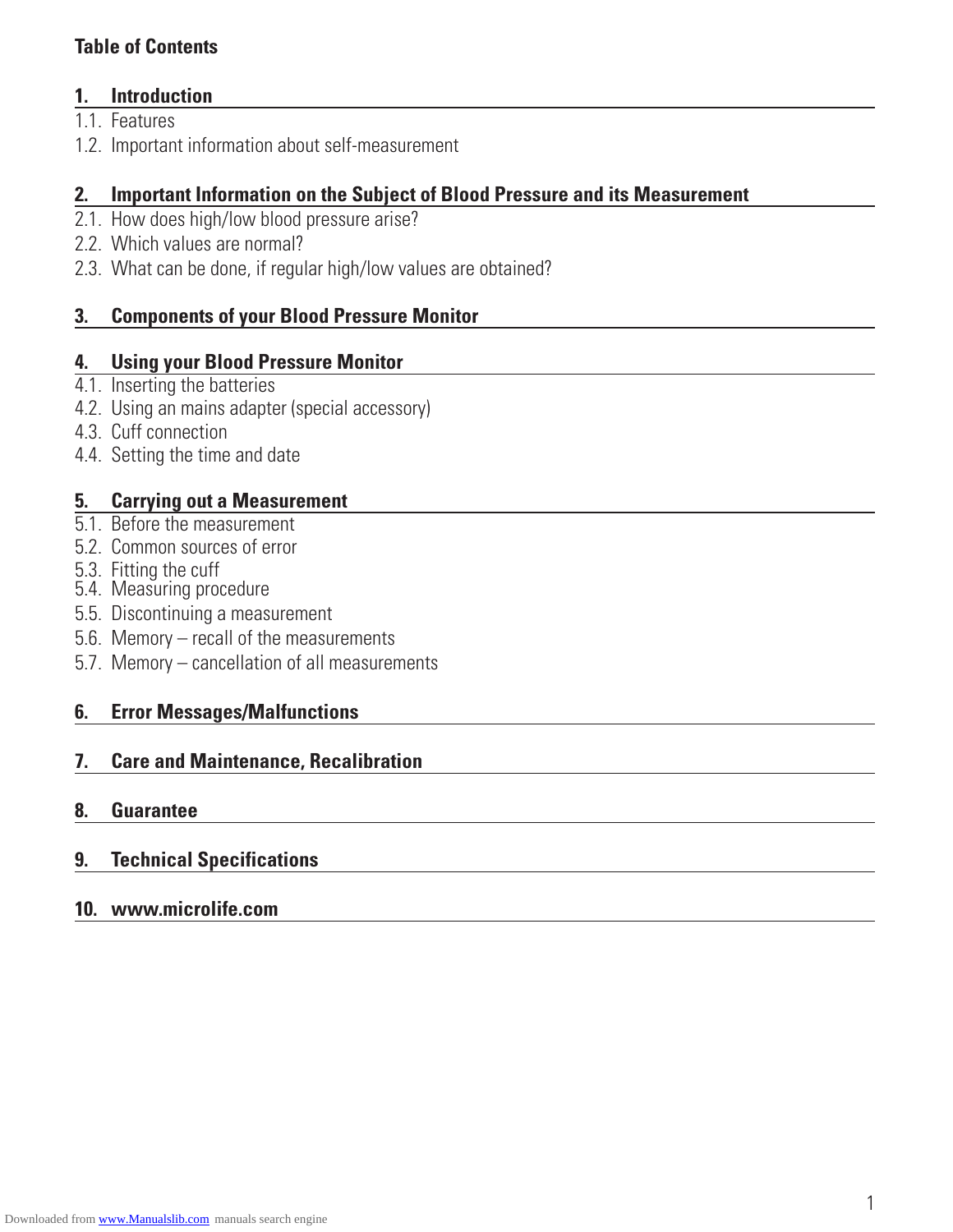## Table of Contents

### 1. Introduction

1.1. Features
1.2. Important information about self-measurement

### 2. Important Information on the Subject of Blood Pressure and its Measurement

2.1. How does high/low blood pressure arise?
2.2. Which values are normal?
2.3. What can be done, if regular high/low values are obtained?

### 3. Components of your Blood Pressure Monitor

### 4. Using your Blood Pressure Monitor

4.1. Inserting the batteries
4.2. Using an mains adapter (special accessory)
4.3. Cuff connection
4.4. Setting the time and date

### 5. Carrying out a Measurement

5.1. Before the measurement
5.2. Common sources of error
5.3. Fitting the cuff
5.4. Measuring procedure
5.5. Discontinuing a measurement
5.6. Memory – recall of the measurements
5.7. Memory – cancellation of all measurements

### 6. Error Messages/Malfunctions

### 7. Care and Maintenance, Recalibration

### 8. Guarantee

### 9. Technical Specifications

### 10. www.microlife.com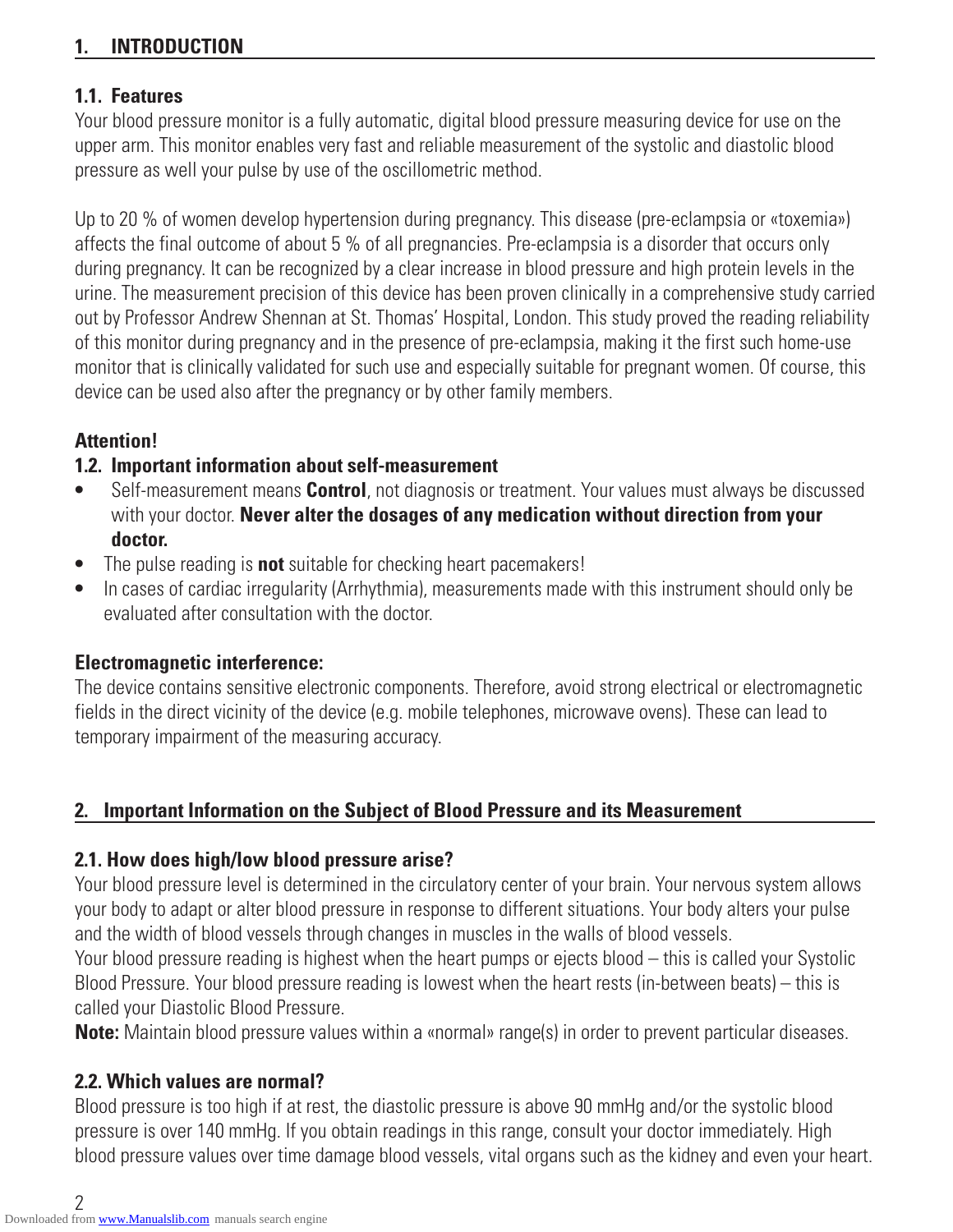# 1. INTRODUCTION

## 1.1. Features

Your blood pressure monitor is a fully automatic, digital blood pressure measuring device for use on the upper arm. This monitor enables very fast and reliable measurement of the systolic and diastolic blood pressure as well your pulse by use of the oscillometric method.

Up to 20 % of women develop hypertension during pregnancy. This disease (pre-eclampsia or «toxemia») affects the final outcome of about 5 % of all pregnancies. Pre-eclampsia is a disorder that occurs only during pregnancy. It can be recognized by a clear increase in blood pressure and high protein levels in the urine. The measurement precision of this device has been proven clinically in a comprehensive study carried out by Professor Andrew Shennan at St. Thomas' Hospital, London. This study proved the reading reliability of this monitor during pregnancy and in the presence of pre-eclampsia, making it the first such home-use monitor that is clinically validated for such use and especially suitable for pregnant women. Of course, this device can be used also after the pregnancy or by other family members.

**Attention!**

## 1.2. Important information about self-measurement

- Self-measurement means **Control**, not diagnosis or treatment. Your values must always be discussed with your doctor. **Never alter the dosages of any medication without direction from your doctor.**
- The pulse reading is **not** suitable for checking heart pacemakers!
- In cases of cardiac irregularity (Arrhythmia), measurements made with this instrument should only be evaluated after consultation with the doctor.

**Electromagnetic interference:**

The device contains sensitive electronic components. Therefore, avoid strong electrical or electromagnetic fields in the direct vicinity of the device (e.g. mobile telephones, microwave ovens). These can lead to temporary impairment of the measuring accuracy.

# 2. Important Information on the Subject of Blood Pressure and its Measurement

## 2.1. How does high/low blood pressure arise?

Your blood pressure level is determined in the circulatory center of your brain. Your nervous system allows your body to adapt or alter blood pressure in response to different situations. Your body alters your pulse and the width of blood vessels through changes in muscles in the walls of blood vessels.

Your blood pressure reading is highest when the heart pumps or ejects blood – this is called your Systolic Blood Pressure. Your blood pressure reading is lowest when the heart rests (in-between beats) – this is called your Diastolic Blood Pressure.

**Note:** Maintain blood pressure values within a «normal» range(s) in order to prevent particular diseases.

## 2.2. Which values are normal?

Blood pressure is too high if at rest, the diastolic pressure is above 90 mmHg and/or the systolic blood pressure is over 140 mmHg. If you obtain readings in this range, consult your doctor immediately. High blood pressure values over time damage blood vessels, vital organs such as the kidney and even your heart.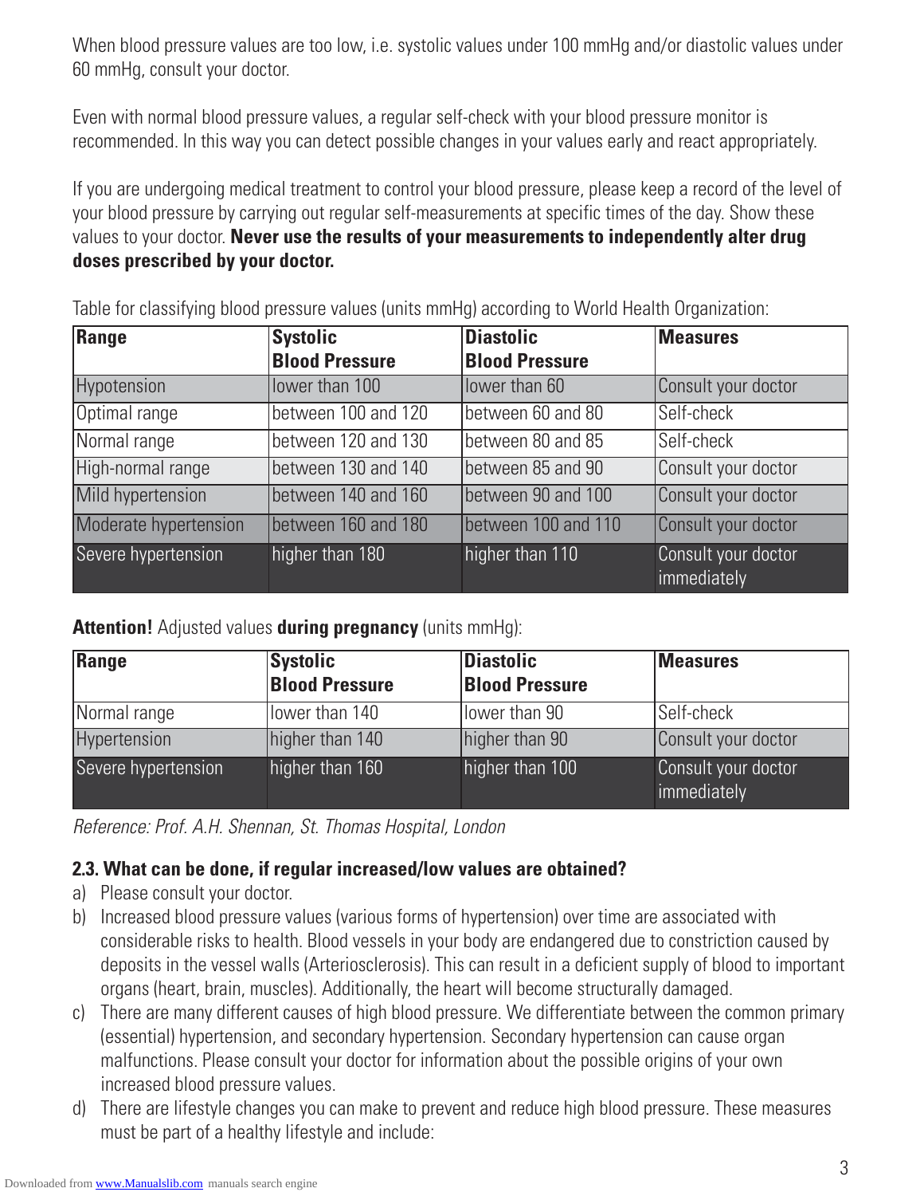When blood pressure values are too low, i.e. systolic values under 100 mmHg and/or diastolic values under 60 mmHg, consult your doctor.

Even with normal blood pressure values, a regular self-check with your blood pressure monitor is recommended. In this way you can detect possible changes in your values early and react appropriately.

If you are undergoing medical treatment to control your blood pressure, please keep a record of the level of your blood pressure by carrying out regular self-measurements at specific times of the day. Show these values to your doctor. **Never use the results of your measurements to independently alter drug doses prescribed by your doctor.**

Table for classifying blood pressure values (units mmHg) according to World Health Organization:

| Range | Systolic Blood Pressure | Diastolic Blood Pressure | Measures |
|---|---|---|---|
| Hypotension | lower than 100 | lower than 60 | Consult your doctor |
| Optimal range | between 100 and 120 | between 60 and 80 | Self-check |
| Normal range | between 120 and 130 | between 80 and 85 | Self-check |
| High-normal range | between 130 and 140 | between 85 and 90 | Consult your doctor |
| Mild hypertension | between 140 and 160 | between 90 and 100 | Consult your doctor |
| Moderate hypertension | between 160 and 180 | between 100 and 110 | Consult your doctor |
| Severe hypertension | higher than 180 | higher than 110 | Consult your doctor immediately |

**Attention!** Adjusted values **during pregnancy** (units mmHg):

| Range | Systolic Blood Pressure | Diastolic Blood Pressure | Measures |
|---|---|---|---|
| Normal range | lower than 140 | lower than 90 | Self-check |
| Hypertension | higher than 140 | higher than 90 | Consult your doctor |
| Severe hypertension | higher than 160 | higher than 100 | Consult your doctor immediately |

*Reference: Prof. A.H. Shennan, St. Thomas Hospital, London*

### 2.3. What can be done, if regular increased/low values are obtained?

a) Please consult your doctor.

b) Increased blood pressure values (various forms of hypertension) over time are associated with considerable risks to health. Blood vessels in your body are endangered due to constriction caused by deposits in the vessel walls (Arteriosclerosis). This can result in a deficient supply of blood to important organs (heart, brain, muscles). Additionally, the heart will become structurally damaged.

c) There are many different causes of high blood pressure. We differentiate between the common primary (essential) hypertension, and secondary hypertension. Secondary hypertension can cause organ malfunctions. Please consult your doctor for information about the possible origins of your own increased blood pressure values.

d) There are lifestyle changes you can make to prevent and reduce high blood pressure. These measures must be part of a healthy lifestyle and include: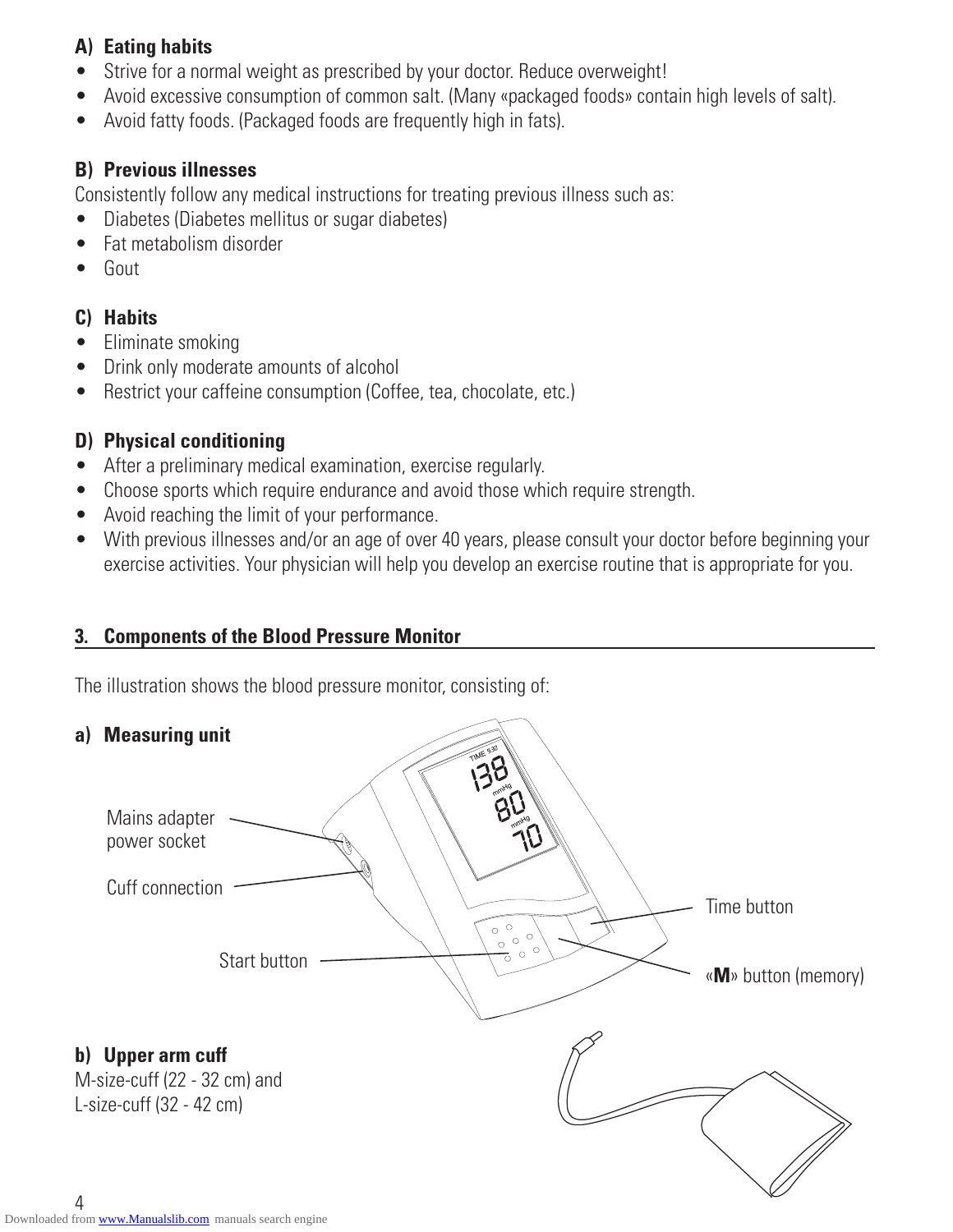**A) Eating habits**

- Strive for a normal weight as prescribed by your doctor. Reduce overweight!
- Avoid excessive consumption of common salt. (Many «packaged foods» contain high levels of salt).
- Avoid fatty foods. (Packaged foods are frequently high in fats).

**B) Previous illnesses**

Consistently follow any medical instructions for treating previous illness such as:

- Diabetes (Diabetes mellitus or sugar diabetes)
- Fat metabolism disorder
- Gout

**C) Habits**

- Eliminate smoking
- Drink only moderate amounts of alcohol
- Restrict your caffeine consumption (Coffee, tea, chocolate, etc.)

**D) Physical conditioning**

- After a preliminary medical examination, exercise regularly.
- Choose sports which require endurance and avoid those which require strength.
- Avoid reaching the limit of your performance.
- With previous illnesses and/or an age of over 40 years, please consult your doctor before beginning your exercise activities. Your physician will help you develop an exercise routine that is appropriate for you.

## 3. Components of the Blood Pressure Monitor

The illustration shows the blood pressure monitor, consisting of:

**a) Measuring unit**

Mains adapter power socket

Cuff connection

Start button

Time button

«**M**» button (memory)

**b) Upper arm cuff**

M-size-cuff (22 - 32 cm) and
L-size-cuff (32 - 42 cm)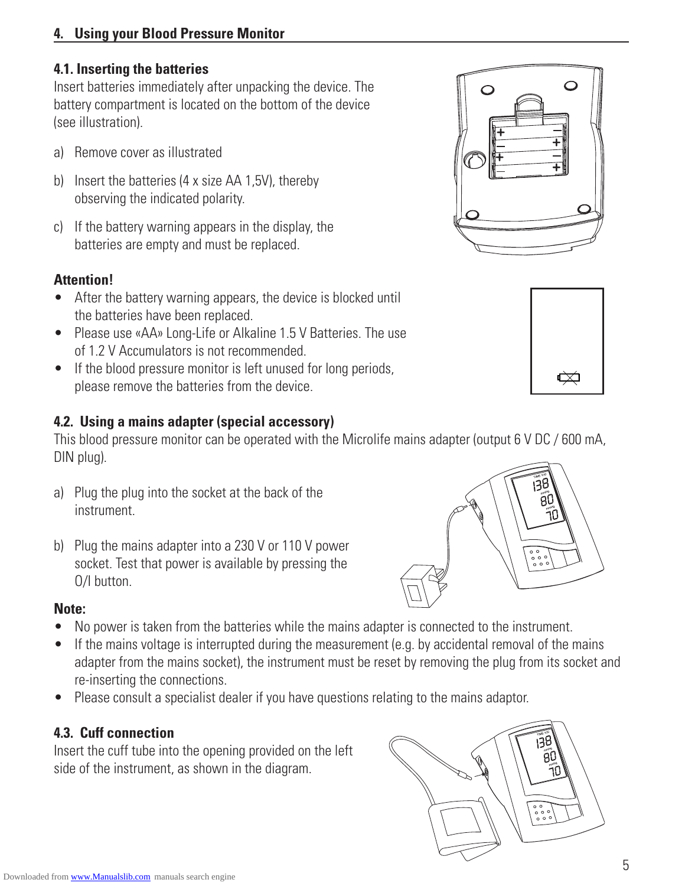## 4. Using your Blood Pressure Monitor

### 4.1. Inserting the batteries

Insert batteries immediately after unpacking the device. The battery compartment is located on the bottom of the device (see illustration).

a) Remove cover as illustrated

b) Insert the batteries (4 x size AA 1,5V), thereby observing the indicated polarity.

c) If the battery warning appears in the display, the batteries are empty and must be replaced.

**Attention!**

- After the battery warning appears, the device is blocked until the batteries have been replaced.
- Please use «AA» Long-Life or Alkaline 1.5 V Batteries. The use of 1.2 V Accumulators is not recommended.
- If the blood pressure monitor is left unused for long periods, please remove the batteries from the device.

### 4.2. Using a mains adapter (special accessory)

This blood pressure monitor can be operated with the Microlife mains adapter (output 6 V DC / 600 mA, DIN plug).

a) Plug the plug into the socket at the back of the instrument.

b) Plug the mains adapter into a 230 V or 110 V power socket. Test that power is available by pressing the O/I button.

**Note:**

- No power is taken from the batteries while the mains adapter is connected to the instrument.
- If the mains voltage is interrupted during the measurement (e.g. by accidental removal of the mains adapter from the mains socket), the instrument must be reset by removing the plug from its socket and re-inserting the connections.
- Please consult a specialist dealer if you have questions relating to the mains adaptor.

### 4.3. Cuff connection

Insert the cuff tube into the opening provided on the left side of the instrument, as shown in the diagram.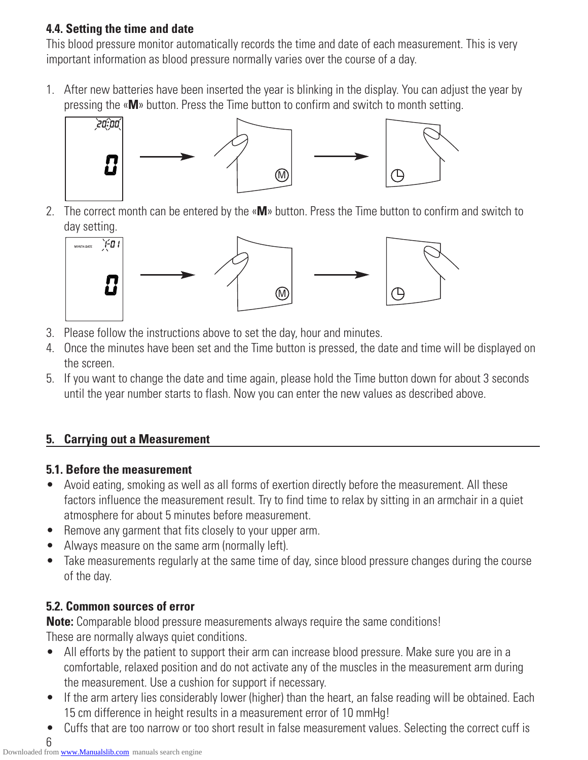### 4.4. Setting the time and date

This blood pressure monitor automatically records the time and date of each measurement. This is very important information as blood pressure normally varies over the course of a day.

1. After new batteries have been inserted the year is blinking in the display. You can adjust the year by pressing the «**M**» button. Press the Time button to confirm and switch to month setting.

2. The correct month can be entered by the «**M**» button. Press the Time button to confirm and switch to day setting.

3. Please follow the instructions above to set the day, hour and minutes.
4. Once the minutes have been set and the Time button is pressed, the date and time will be displayed on the screen.
5. If you want to change the date and time again, please hold the Time button down for about 3 seconds until the year number starts to flash. Now you can enter the new values as described above.

## 5. Carrying out a Measurement

### 5.1. Before the measurement

- Avoid eating, smoking as well as all forms of exertion directly before the measurement. All these factors influence the measurement result. Try to find time to relax by sitting in an armchair in a quiet atmosphere for about 5 minutes before measurement.
- Remove any garment that fits closely to your upper arm.
- Always measure on the same arm (normally left).
- Take measurements regularly at the same time of day, since blood pressure changes during the course of the day.

### 5.2. Common sources of error

**Note:** Comparable blood pressure measurements always require the same conditions! These are normally always quiet conditions.

- All efforts by the patient to support their arm can increase blood pressure. Make sure you are in a comfortable, relaxed position and do not activate any of the muscles in the measurement arm during the measurement. Use a cushion for support if necessary.
- If the arm artery lies considerably lower (higher) than the heart, an false reading will be obtained. Each 15 cm difference in height results in a measurement error of 10 mmHg!
- Cuffs that are too narrow or too short result in false measurement values. Selecting the correct cuff is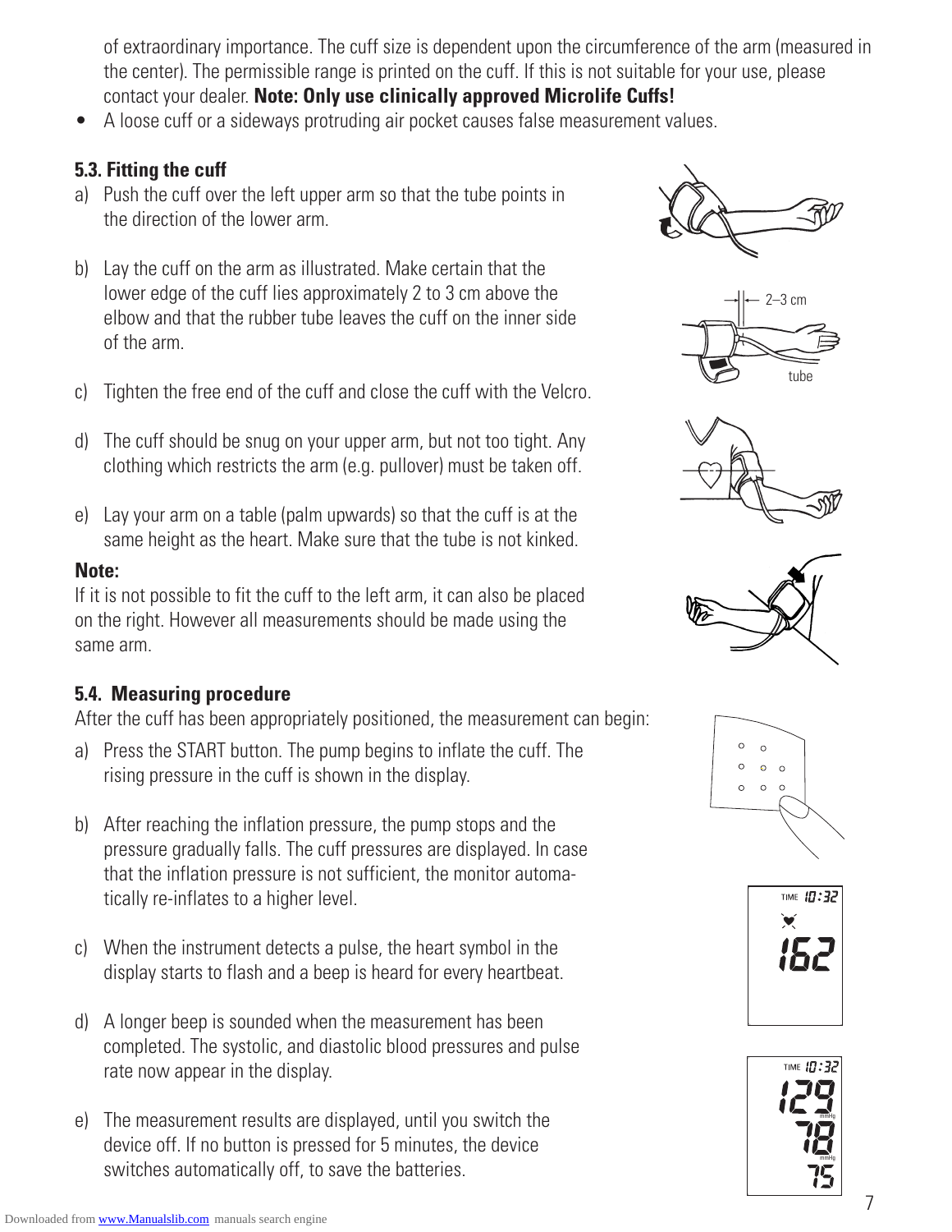of extraordinary importance. The cuff size is dependent upon the circumference of the arm (measured in the center). The permissible range is printed on the cuff. If this is not suitable for your use, please contact your dealer. **Note: Only use clinically approved Microlife Cuffs!**

- A loose cuff or a sideways protruding air pocket causes false measurement values.

### 5.3. Fitting the cuff

a) Push the cuff over the left upper arm so that the tube points in the direction of the lower arm.

b) Lay the cuff on the arm as illustrated. Make certain that the lower edge of the cuff lies approximately 2 to 3 cm above the elbow and that the rubber tube leaves the cuff on the inner side of the arm.

c) Tighten the free end of the cuff and close the cuff with the Velcro.

d) The cuff should be snug on your upper arm, but not too tight. Any clothing which restricts the arm (e.g. pullover) must be taken off.

e) Lay your arm on a table (palm upwards) so that the cuff is at the same height as the heart. Make sure that the tube is not kinked.

**Note:**
If it is not possible to fit the cuff to the left arm, it can also be placed on the right. However all measurements should be made using the same arm.

### 5.4. Measuring procedure

After the cuff has been appropriately positioned, the measurement can begin:

a) Press the START button. The pump begins to inflate the cuff. The rising pressure in the cuff is shown in the display.

b) After reaching the inflation pressure, the pump stops and the pressure gradually falls. The cuff pressures are displayed. In case that the inflation pressure is not sufficient, the monitor automatically re-inflates to a higher level.

c) When the instrument detects a pulse, the heart symbol in the display starts to flash and a beep is heard for every heartbeat.

d) A longer beep is sounded when the measurement has been completed. The systolic, and diastolic blood pressures and pulse rate now appear in the display.

e) The measurement results are displayed, until you switch the device off. If no button is pressed for 5 minutes, the device switches automatically off, to save the batteries.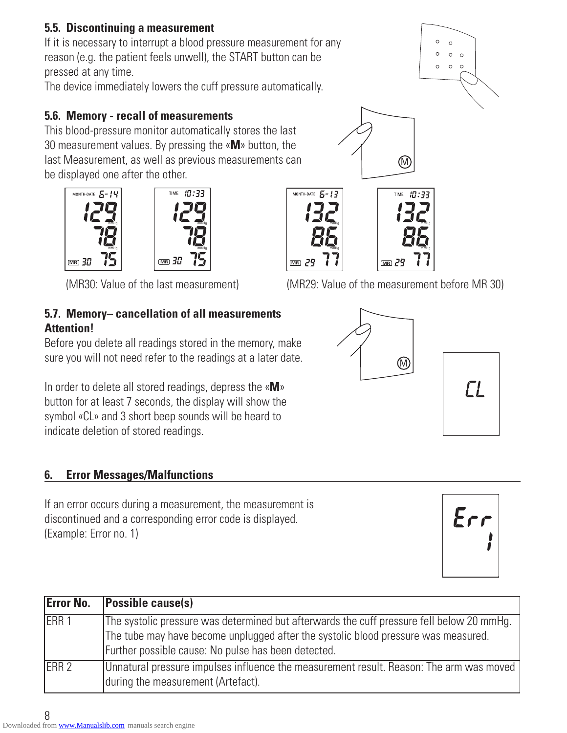## 5.5. Discontinuing a measurement

If it is necessary to interrupt a blood pressure measurement for any reason (e.g. the patient feels unwell), the START button can be pressed at any time.
The device immediately lowers the cuff pressure automatically.

## 5.6. Memory - recall of measurements

This blood-pressure monitor automatically stores the last 30 measurement values. By pressing the «**M**» button, the last Measurement, as well as previous measurements can be displayed one after the other.

(MR30: Value of the last measurement)

(MR29: Value of the measurement before MR 30)

## 5.7. Memory– cancellation of all measurements

**Attention!**

Before you delete all readings stored in the memory, make sure you will not need refer to the readings at a later date.

In order to delete all stored readings, depress the «**M**» button for at least 7 seconds, the display will show the symbol «CL» and 3 short beep sounds will be heard to indicate deletion of stored readings.

# 6. Error Messages/Malfunctions

If an error occurs during a measurement, the measurement is discontinued and a corresponding error code is displayed. (Example: Error no. 1)

| Error No. | Possible cause(s) |
|---|---|
| ERR 1 | The systolic pressure was determined but afterwards the cuff pressure fell below 20 mmHg. The tube may have become unplugged after the systolic blood pressure was measured. Further possible cause: No pulse has been detected. |
| ERR 2 | Unnatural pressure impulses influence the measurement result. Reason: The arm was moved during the measurement (Artefact). |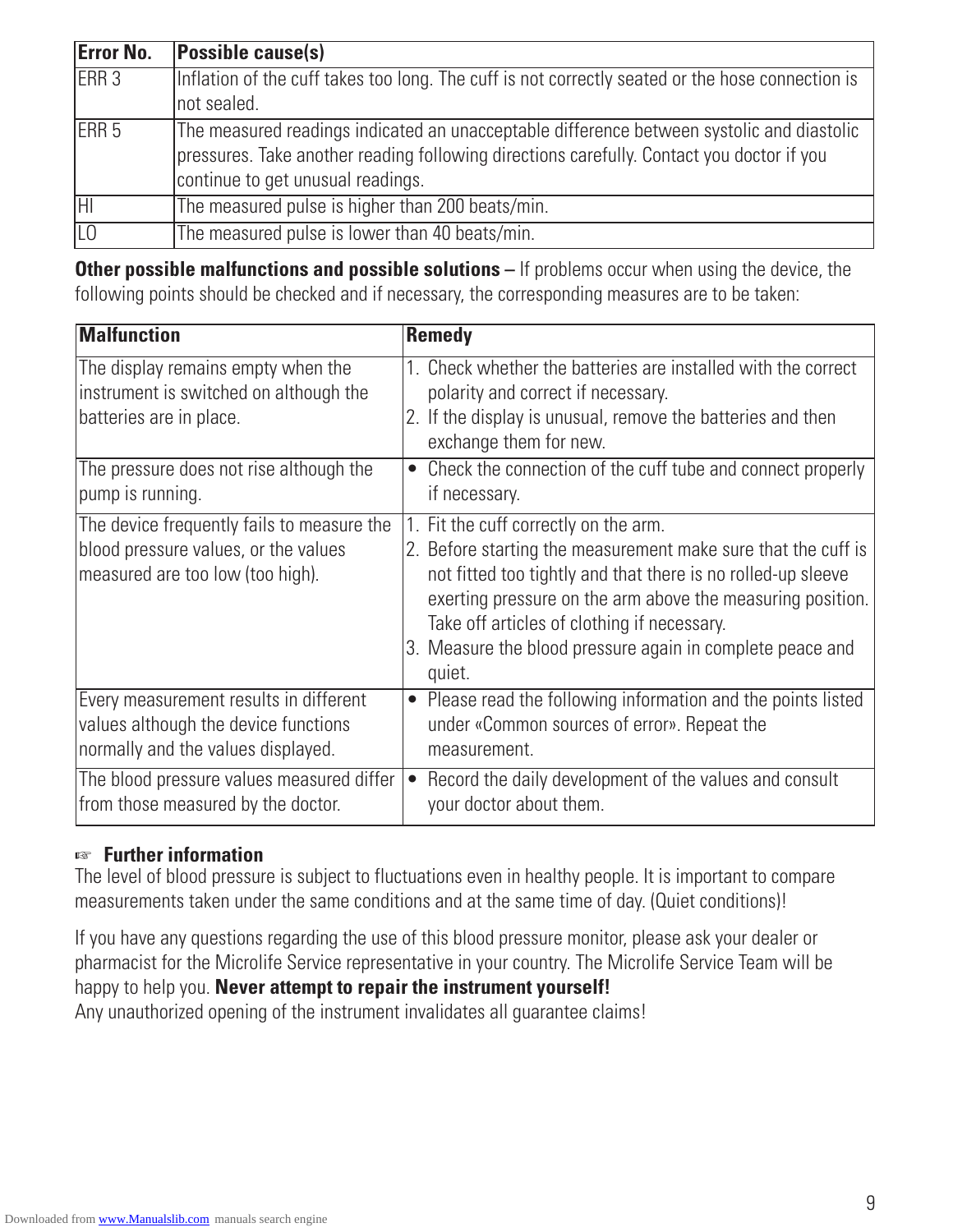| Error No. | Possible cause(s) |
|---|---|
| ERR 3 | Inflation of the cuff takes too long. The cuff is not correctly seated or the hose connection is not sealed. |
| ERR 5 | The measured readings indicated an unacceptable difference between systolic and diastolic pressures. Take another reading following directions carefully. Contact you doctor if you continue to get unusual readings. |
| HI | The measured pulse is higher than 200 beats/min. |
| LO | The measured pulse is lower than 40 beats/min. |

**Other possible malfunctions and possible solutions –** If problems occur when using the device, the following points should be checked and if necessary, the corresponding measures are to be taken:

| Malfunction | Remedy |
|---|---|
| The display remains empty when the instrument is switched on although the batteries are in place. | 1. Check whether the batteries are installed with the correct polarity and correct if necessary.<br>2. If the display is unusual, remove the batteries and then exchange them for new. |
| The pressure does not rise although the pump is running. | • Check the connection of the cuff tube and connect properly if necessary. |
| The device frequently fails to measure the blood pressure values, or the values measured are too low (too high). | 1. Fit the cuff correctly on the arm.<br>2. Before starting the measurement make sure that the cuff is not fitted too tightly and that there is no rolled-up sleeve exerting pressure on the arm above the measuring position. Take off articles of clothing if necessary.<br>3. Measure the blood pressure again in complete peace and quiet. |
| Every measurement results in different values although the device functions normally and the values displayed. | • Please read the following information and the points listed under «Common sources of error». Repeat the measurement. |
| The blood pressure values measured differ from those measured by the doctor. | • Record the daily development of the values and consult your doctor about them. |

☞ **Further information**

The level of blood pressure is subject to fluctuations even in healthy people. It is important to compare measurements taken under the same conditions and at the same time of day. (Quiet conditions)!

If you have any questions regarding the use of this blood pressure monitor, please ask your dealer or pharmacist for the Microlife Service representative in your country. The Microlife Service Team will be happy to help you. **Never attempt to repair the instrument yourself!**
Any unauthorized opening of the instrument invalidates all guarantee claims!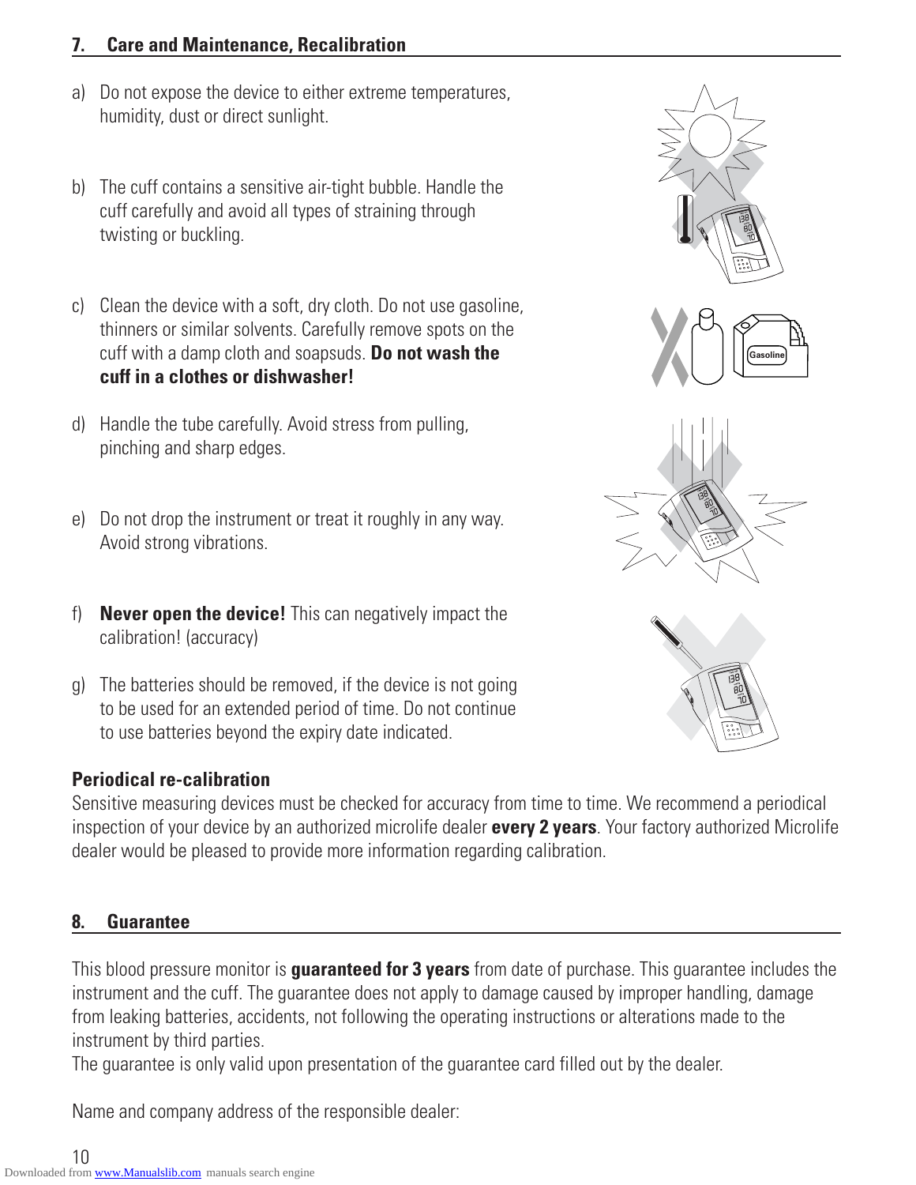## 7. Care and Maintenance, Recalibration

a) Do not expose the device to either extreme temperatures, humidity, dust or direct sunlight.

b) The cuff contains a sensitive air-tight bubble. Handle the cuff carefully and avoid all types of straining through twisting or buckling.

c) Clean the device with a soft, dry cloth. Do not use gasoline, thinners or similar solvents. Carefully remove spots on the cuff with a damp cloth and soapsuds. **Do not wash the cuff in a clothes or dishwasher!**

d) Handle the tube carefully. Avoid stress from pulling, pinching and sharp edges.

e) Do not drop the instrument or treat it roughly in any way. Avoid strong vibrations.

f) **Never open the device!** This can negatively impact the calibration! (accuracy)

g) The batteries should be removed, if the device is not going to be used for an extended period of time. Do not continue to use batteries beyond the expiry date indicated.

### Periodical re-calibration

Sensitive measuring devices must be checked for accuracy from time to time. We recommend a periodical inspection of your device by an authorized microlife dealer **every 2 years**. Your factory authorized Microlife dealer would be pleased to provide more information regarding calibration.

## 8. Guarantee

This blood pressure monitor is **guaranteed for 3 years** from date of purchase. This guarantee includes the instrument and the cuff. The guarantee does not apply to damage caused by improper handling, damage from leaking batteries, accidents, not following the operating instructions or alterations made to the instrument by third parties.
The guarantee is only valid upon presentation of the guarantee card filled out by the dealer.

Name and company address of the responsible dealer: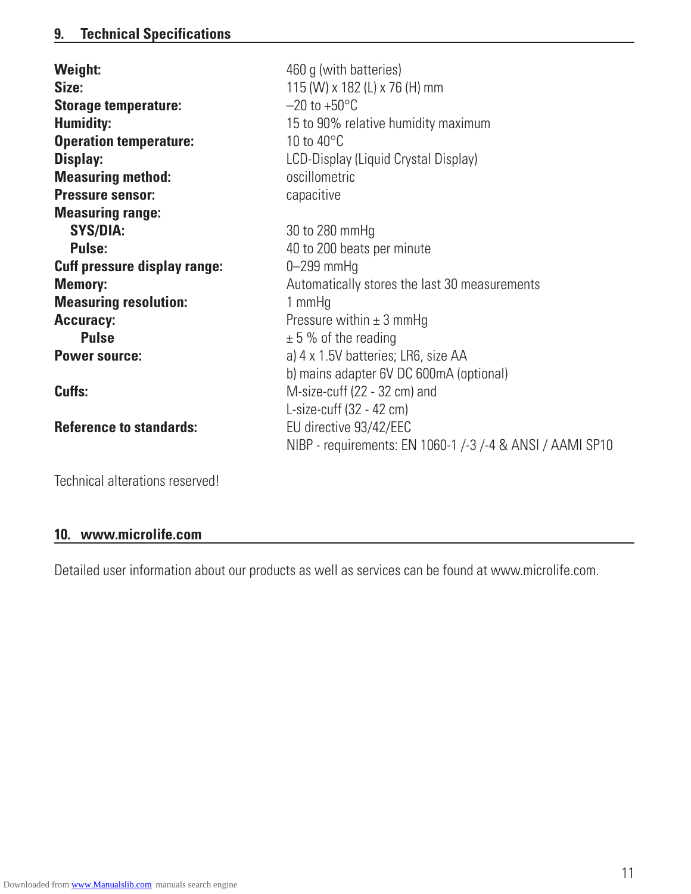## 9. Technical Specifications

| | |
|---|---|
| **Weight:** | 460 g (with batteries) |
| **Size:** | 115 (W) x 182 (L) x 76 (H) mm |
| **Storage temperature:** | –20 to +50°C |
| **Humidity:** | 15 to 90% relative humidity maximum |
| **Operation temperature:** | 10 to 40°C |
| **Display:** | LCD-Display (Liquid Crystal Display) |
| **Measuring method:** | oscillometric |
| **Pressure sensor:** | capacitive |
| **Measuring range:** | |
| **SYS/DIA:** | 30 to 280 mmHg |
| **Pulse:** | 40 to 200 beats per minute |
| **Cuff pressure display range:** | 0–299 mmHg |
| **Memory:** | Automatically stores the last 30 measurements |
| **Measuring resolution:** | 1 mmHg |
| **Accuracy:** | Pressure within ± 3 mmHg |
| **Pulse** | ± 5 % of the reading |
| **Power source:** | a) 4 x 1.5V batteries; LR6, size AA<br>b) mains adapter 6V DC 600mA (optional) |
| **Cuffs:** | M-size-cuff (22 - 32 cm) and<br>L-size-cuff (32 - 42 cm) |
| **Reference to standards:** | EU directive 93/42/EEC<br>NIBP - requirements: EN 1060-1 /-3 /-4 & ANSI / AAMI SP10 |

Technical alterations reserved!

## 10. www.microlife.com

Detailed user information about our products as well as services can be found at www.microlife.com.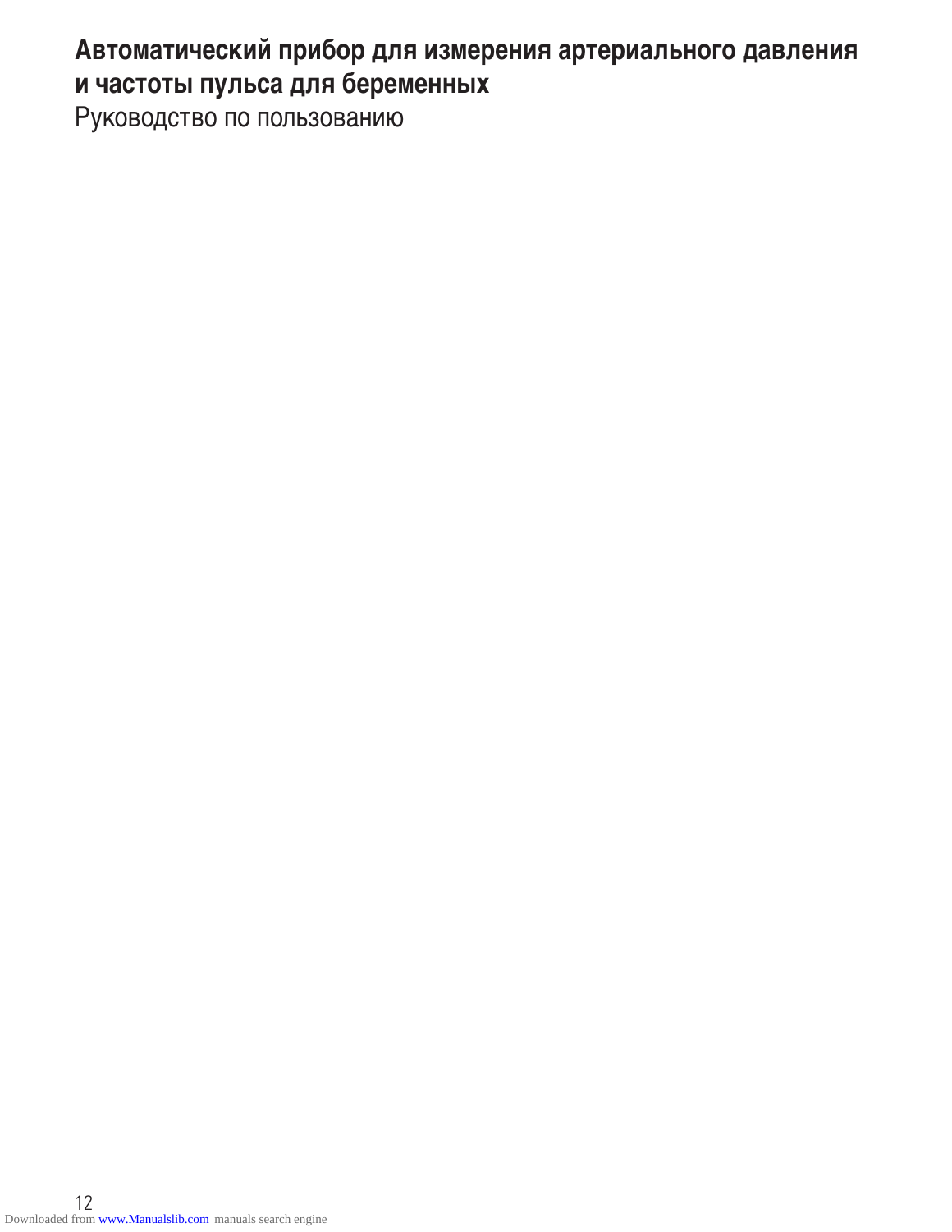**Автоматический прибор для измерения артериального давления и частоты пульса для беременных**

Руководство по пользованию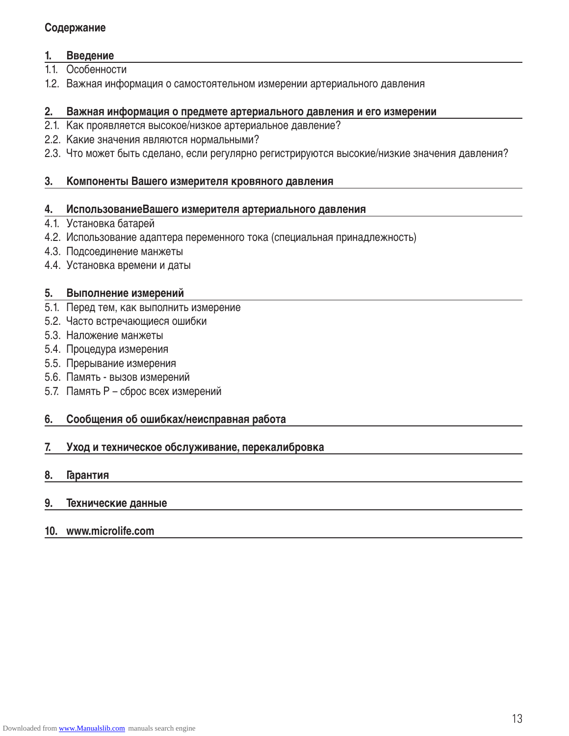## Содержание

### 1. Введение

1.1. Особенности
1.2. Важная информация о самостоятельном измерении артериального давления

### 2. Важная информация о предмете артериального давления и его измерении

2.1. Как проявляется высокое/низкое артериальное давление?
2.2. Какие значения являются нормальными?
2.3. Что может быть сделано, если регулярно регистрируются высокие/низкие значения давления?

### 3. Компоненты Вашего измерителя кровяного давления

### 4. ИспользованиеВашего измерителя артериального давления

4.1. Установка батарей
4.2. Использование адаптера переменного тока (специальная принадлежность)
4.3. Подсоединение манжеты
4.4. Установка времени и даты

### 5. Выполнение измерений

5.1. Перед тем, как выполнить измерение
5.2. Часто встречающиеся ошибки
5.3. Наложение манжеты
5.4. Процедура измерения
5.5. Прерывание измерения
5.6. Память - вызов измерений
5.7. Память P – сброс всех измерений

### 6. Сообщения об ошибках/неисправная работа

### 7. Уход и техническое обслуживание, перекалибровка

### 8. Гарантия

### 9. Технические данные

### 10. www.microlife.com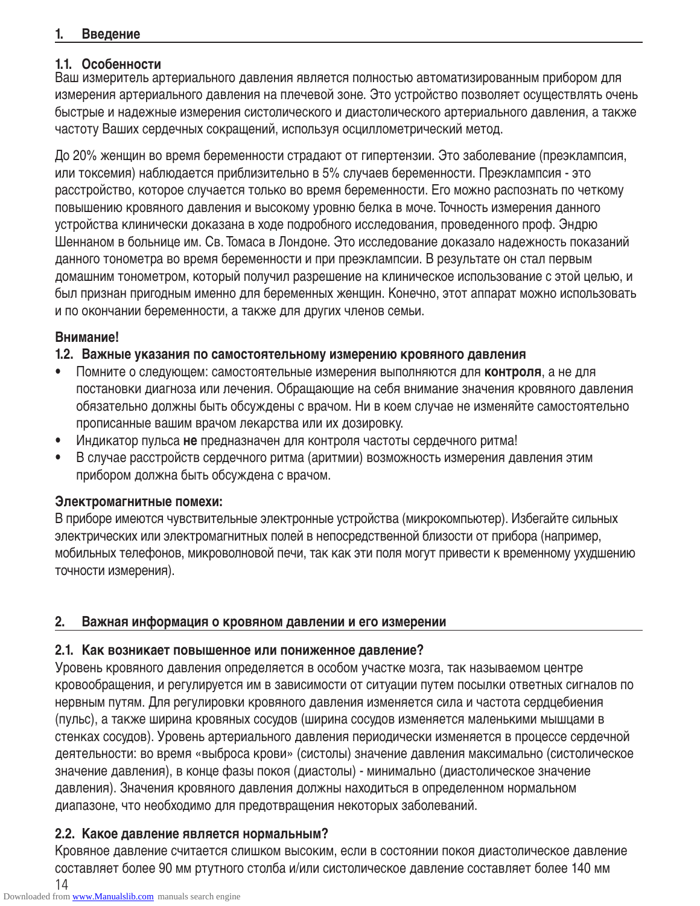# 1. Введение

## 1.1. Особенности

Ваш измеритель артериального давления является полностью автоматизированным прибором для измерения артериального давления на плечевой зоне. Это устройство позволяет осуществлять очень быстрые и надежные измерения систолического и диастолического артериального давления, а также частоту Ваших сердечных сокращений, используя осциллометрический метод.

До 20% женщин во время беременности страдают от гипертензии. Это заболевание (преэклампсия, или токсемия) наблюдается приблизительно в 5% случаев беременности. Преэклампсия - это расстройство, которое случается только во время беременности. Его можно распознать по четкому повышению кровяного давления и высокому уровню белка в моче. Точность измерения данного устройства клинически доказана в ходе подробного исследования, проведенного проф. Эндрю Шеннаном в больнице им. Св. Томаса в Лондоне. Это исследование доказало надежность показаний данного тонометра во время беременности и при преэклампсии. В результате он стал первым домашним тонометром, который получил разрешение на клиническое использование с этой целью, и был признан пригодным именно для беременных женщин. Конечно, этот аппарат можно использовать и по окончании беременности, а также для других членов семьи.

**Внимание!**

## 1.2. Важные указания по самостоятельному измерению кровяного давления

- Помните о следующем: самостоятельные измерения выполняются для **контроля**, а не для постановки диагноза или лечения. Обращающие на себя внимание значения кровяного давления обязательно должны быть обсуждены с врачом. Ни в коем случае не изменяйте самостоятельно прописанные вашим врачом лекарства или их дозировку.
- Индикатор пульса **не** предназначен для контроля частоты сердечного ритма!
- В случае расстройств сердечного ритма (аритмии) возможность измерения давления этим прибором должна быть обсуждена с врачом.

**Электромагнитные помехи:**

В приборе имеются чувствительные электронные устройства (микрокомпьютер). Избегайте сильных электрических или электромагнитных полей в непосредственной близости от прибора (например, мобильных телефонов, микроволновой печи, так как эти поля могут привести к временному ухудшению точности измерения).

# 2. Важная информация о кровяном давлении и его измерении

## 2.1. Как возникает повышенное или пониженное давление?

Уровень кровяного давления определяется в особом участке мозга, так называемом центре кровообращения, и регулируется им в зависимости от ситуации путем посылки ответных сигналов по нервным путям. Для регулировки кровяного давления изменяется сила и частота сердцебиения (пульс), а также ширина кровяных сосудов (ширина сосудов изменяется маленькими мышцами в стенках сосудов). Уровень артериального давления периодически изменяется в процессе сердечной деятельности: во время «выброса крови» (систолы) значение давления максимально (систолическое значение давления), в конце фазы покоя (диастолы) - минимально (диастолическое значение давления). Значения кровяного давления должны находиться в определенном нормальном диапазоне, что необходимо для предотвращения некоторых заболеваний.

## 2.2. Какое давление является нормальным?

Кровяное давление считается слишком высоким, если в состоянии покоя диастолическое давление составляет более 90 мм ртутного столба и/или систолическое давление составляет более 140 мм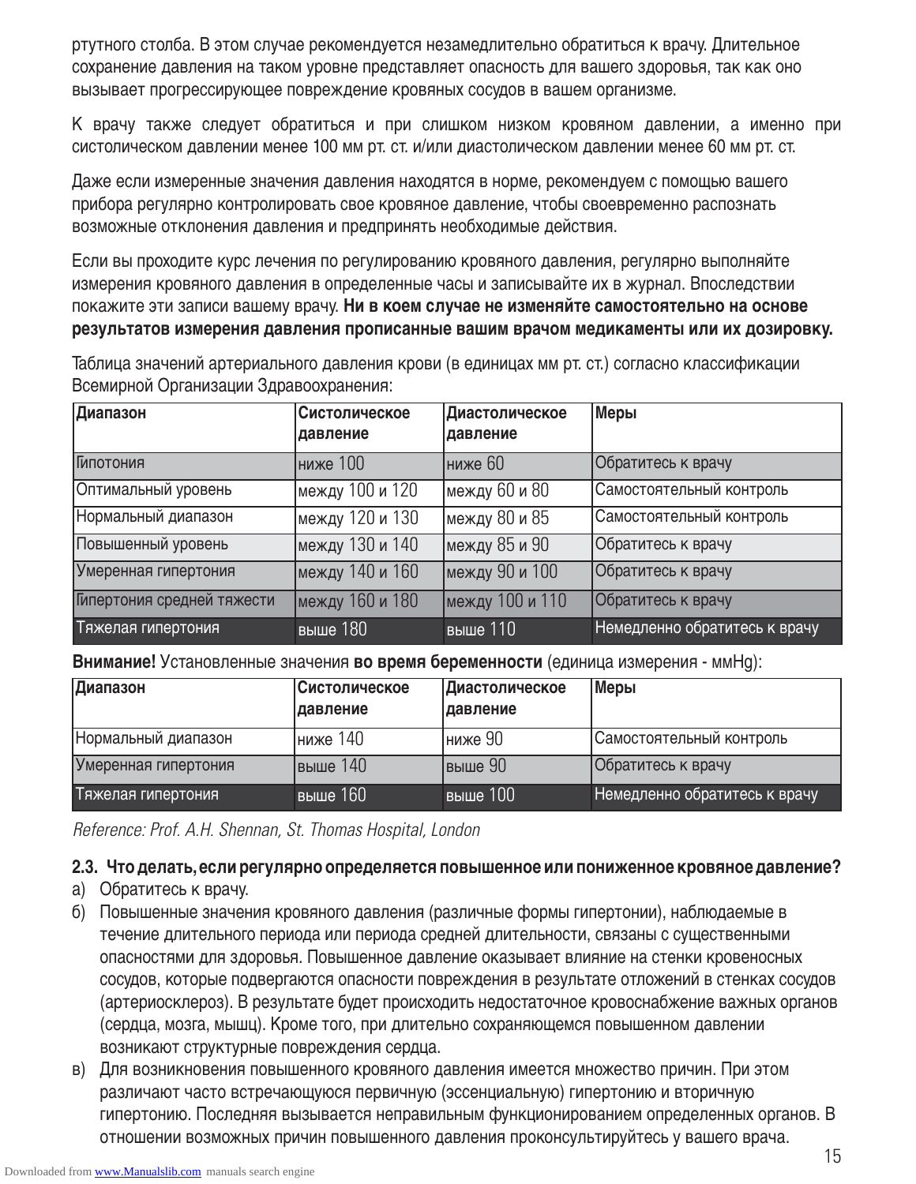ртутного столба. В этом случае рекомендуется незамедлительно обратиться к врачу. Длительное сохранение давления на таком уровне представляет опасность для вашего здоровья, так как оно вызывает прогрессирующее повреждение кровяных сосудов в вашем организме.

К врачу также следует обратиться и при слишком низком кровяном давлении, а именно при систолическом давлении менее 100 мм рт. ст. и/или диастолическом давлении менее 60 мм рт. ст.

Даже если измеренные значения давления находятся в норме, рекомендуем с помощью вашего прибора регулярно контролировать свое кровяное давление, чтобы своевременно распознать возможные отклонения давления и предпринять необходимые действия.

Если вы проходите курс лечения по регулированию кровяного давления, регулярно выполняйте измерения кровяного давления в определенные часы и записывайте их в журнал. Впоследствии покажите эти записи вашему врачу. **Ни в коем случае не изменяйте самостоятельно на основе результатов измерения давления прописанные вашим врачом медикаменты или их дозировку.**

Таблица значений артериального давления крови (в единицах мм рт. ст.) согласно классификации Всемирной Организации Здравоохранения:

| Диапазон | Систолическое давление | Диастолическое давление | Меры |
|---|---|---|---|
| Гипотония | ниже 100 | ниже 60 | Обратитесь к врачу |
| Оптимальный уровень | между 100 и 120 | между 60 и 80 | Самостоятельный контроль |
| Нормальный диапазон | между 120 и 130 | между 80 и 85 | Самостоятельный контроль |
| Повышенный уровень | между 130 и 140 | между 85 и 90 | Обратитесь к врачу |
| Умеренная гипертония | между 140 и 160 | между 90 и 100 | Обратитесь к врачу |
| Гипертония средней тяжести | между 160 и 180 | между 100 и 110 | Обратитесь к врачу |
| Тяжелая гипертония | выше 180 | выше 110 | Немедленно обратитесь к врачу |

**Внимание!** Установленные значения **во время беременности** (единица измерения - ммHg):

| Диапазон | Систолическое давление | Диастолическое давление | Меры |
|---|---|---|---|
| Нормальный диапазон | ниже 140 | ниже 90 | Самостоятельный контроль |
| Умеренная гипертония | выше 140 | выше 90 | Обратитесь к врачу |
| Тяжелая гипертония | выше 160 | выше 100 | Немедленно обратитесь к врачу |

*Reference: Prof. A.H. Shennan, St. Thomas Hospital, London*

### 2.3. Что делать, если регулярно определяется повышенное или пониженное кровяное давление?

а) Обратитесь к врачу.

б) Повышенные значения кровяного давления (различные формы гипертонии), наблюдаемые в течение длительного периода или периода средней длительности, связаны с существенными опасностями для здоровья. Повышенное давление оказывает влияние на стенки кровеносных сосудов, которые подвергаются опасности повреждения в результате отложений в стенках сосудов (артериосклероз). В результате будет происходить недостаточное кровоснабжение важных органов (сердца, мозга, мышц). Кроме того, при длительно сохраняющемся повышенном давлении возникают структурные повреждения сердца.

в) Для возникновения повышенного кровяного давления имеется множество причин. При этом различают часто встречающуюся первичную (эссенциальную) гипертонию и вторичную гипертонию. Последняя вызывается неправильным функционированием определенных органов. В отношении возможных причин повышенного давления проконсультируйтесь у вашего врача.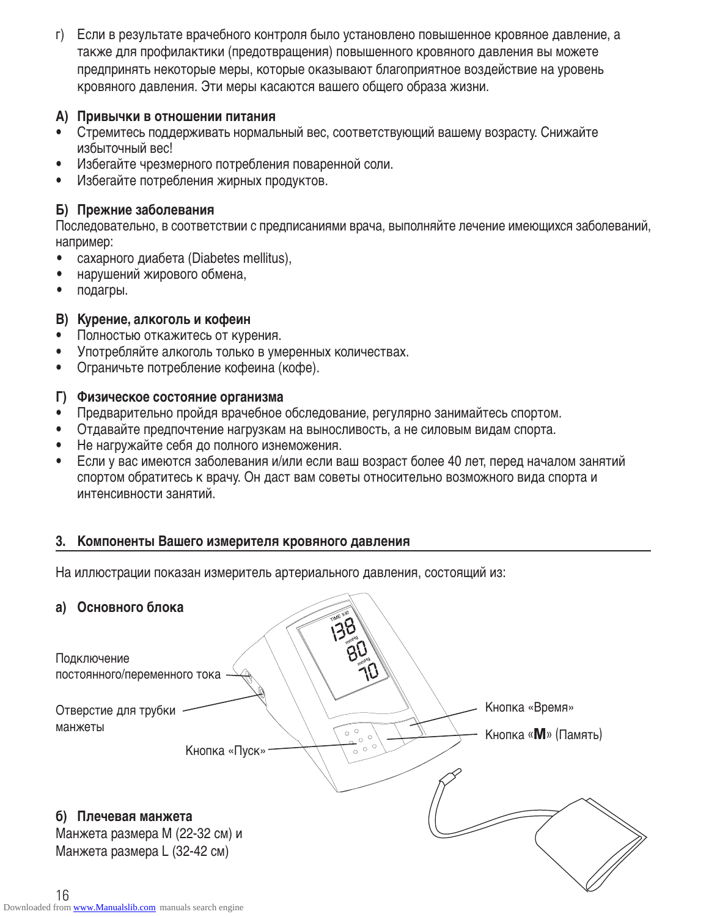г) Если в результате врачебного контроля было установлено повышенное кровяное давление, а также для профилактики (предотвращения) повышенного кровяного давления вы можете предпринять некоторые меры, которые оказывают благоприятное воздействие на уровень кровяного давления. Эти меры касаются вашего общего образа жизни.

**А) Привычки в отношении питания**

- Стремитесь поддерживать нормальный вес, соответствующий вашему возрасту. Снижайте избыточный вес!
- Избегайте чрезмерного потребления поваренной соли.
- Избегайте потребления жирных продуктов.

**Б) Прежние заболевания**

Последовательно, в соответствии с предписаниями врача, выполняйте лечение имеющихся заболеваний, например:

- сахарного диабета (Diabetes mellitus),
- нарушений жирового обмена,
- подагры.

**В) Курение, алкоголь и кофеин**

- Полностью откажитесь от курения.
- Употребляйте алкоголь только в умеренных количествах.
- Ограничьте потребление кофеина (кофе).

**Г) Физическое состояние организма**

- Предварительно пройдя врачебное обследование, регулярно занимайтесь спортом.
- Отдавайте предпочтение нагрузкам на выносливость, а не силовым видам спорта.
- Не нагружайте себя до полного изнеможения.
- Если у вас имеются заболевания и/или если ваш возраст более 40 лет, перед началом занятий спортом обратитесь к врачу. Он даст вам советы относительно возможного вида спорта и интенсивности занятий.

## 3. Компоненты Вашего измерителя кровяного давления

На иллюстрации показан измеритель артериального давления, состоящий из:

**а) Основного блока**

Подключение постоянного/переменного тока

Отверстие для трубки манжеты

Кнопка «Пуск»

Кнопка «Время»

Кнопка «**M**» (Память)

**б) Плечевая манжета**

Манжета размера M (22-32 см) и
Манжета размера L (32-42 см)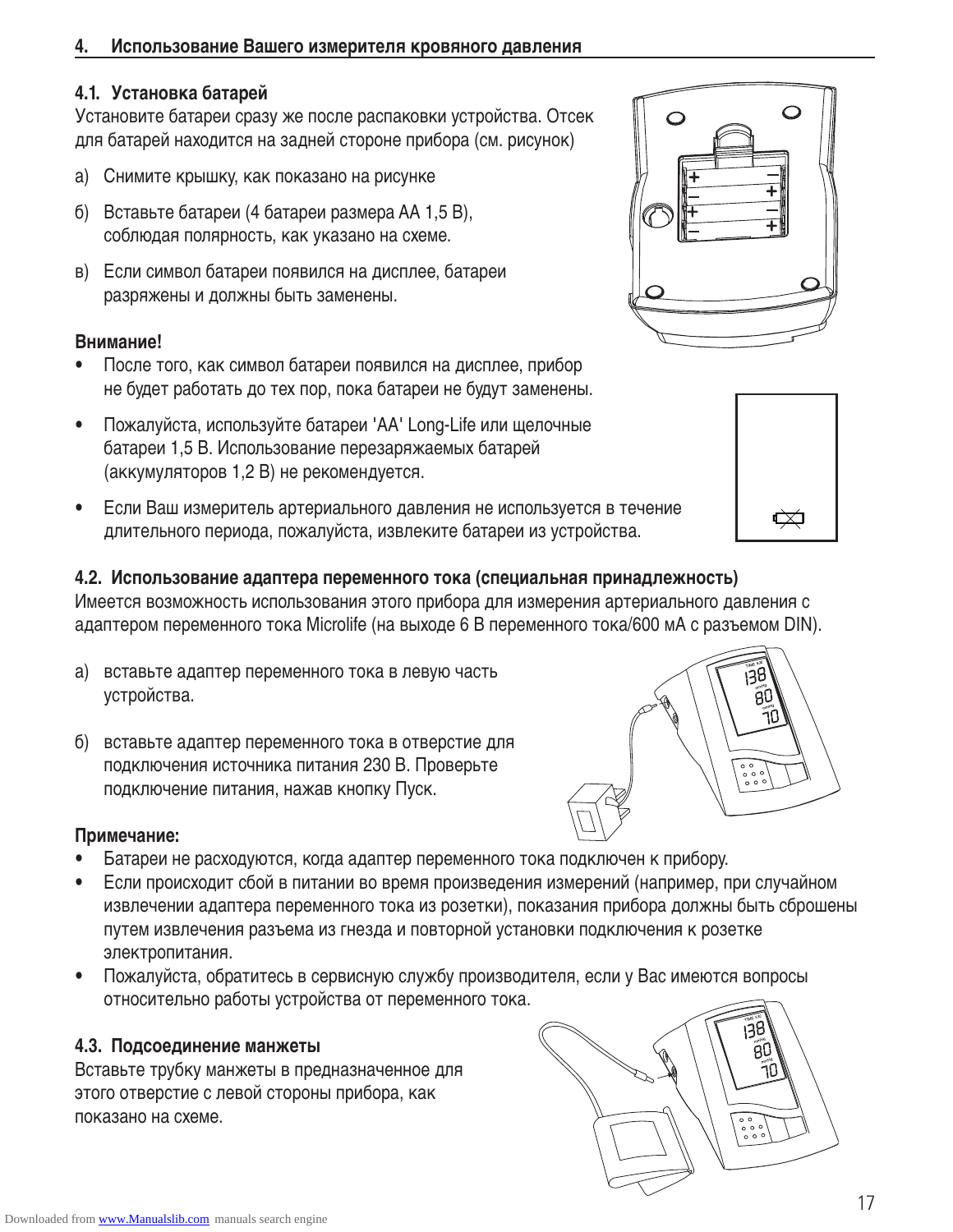## 4. Использование Вашего измерителя кровяного давления

### 4.1. Установка батарей

Установите батареи сразу же после распаковки устройства. Отсек для батарей находится на задней стороне прибора (см. рисунок)

а) Снимите крышку, как показано на рисунке

б) Вставьте батареи (4 батареи размера АА 1,5 В), соблюдая полярность, как указано на схеме.

в) Если символ батареи появился на дисплее, батареи разряжены и должны быть заменены.

**Внимание!**

- После того, как символ батареи появился на дисплее, прибор не будет работать до тех пор, пока батареи не будут заменены.
- Пожалуйста, используйте батареи 'AA' Long-Life или щелочные батареи 1,5 В. Использование перезаряжаемых батарей (аккумуляторов 1,2 В) не рекомендуется.
- Если Ваш измеритель артериального давления не используется в течение длительного периода, пожалуйста, извлеките батареи из устройства.

### 4.2. Использование адаптера переменного тока (специальная принадлежность)

Имеется возможность использования этого прибора для измерения артериального давления с адаптером переменного тока Microlife (на выходе 6 В переменного тока/600 мА с разъемом DIN).

а) вставьте адаптер переменного тока в левую часть устройства.

б) вставьте адаптер переменного тока в отверстие для подключения источника питания 230 В. Проверьте подключение питания, нажав кнопку Пуск.

**Примечание:**

- Батареи не расходуются, когда адаптер переменного тока подключен к прибору.
- Если происходит сбой в питании во время произведения измерений (например, при случайном извлечении адаптера переменного тока из розетки), показания прибора должны быть сброшены путем извлечения разъема из гнезда и повторной установки подключения к розетке электропитания.
- Пожалуйста, обратитесь в сервисную службу производителя, если у Вас имеются вопросы относительно работы устройства от переменного тока.

### 4.3. Подсоединение манжеты

Вставьте трубку манжеты в предназначенное для этого отверстие с левой стороны прибора, как показано на схеме.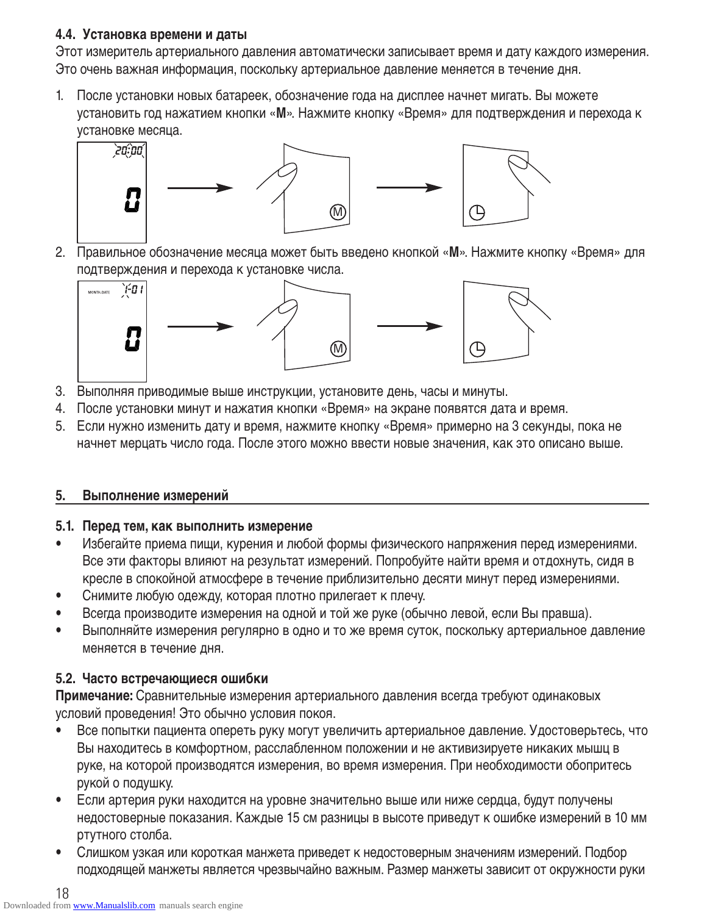### 4.4. Установка времени и даты

Этот измеритель артериального давления автоматически записывает время и дату каждого измерения. Это очень важная информация, поскольку артериальное давление меняется в течение дня.

1. После установки новых батареек, обозначение года на дисплее начнет мигать. Вы можете установить год нажатием кнопки «**M**». Нажмите кнопку «Время» для подтверждения и перехода к установке месяца.
2. Правильное обозначение месяца может быть введено кнопкой «**M**». Нажмите кнопку «Время» для подтверждения и перехода к установке числа.
3. Выполняя приводимые выше инструкции, установите день, часы и минуты.
4. После установки минут и нажатия кнопки «Время» на экране появятся дата и время.
5. Если нужно изменить дату и время, нажмите кнопку «Время» примерно на 3 секунды, пока не начнет мерцать число года. После этого можно ввести новые значения, как это описано выше.

## 5. Выполнение измерений

### 5.1. Перед тем, как выполнить измерение

- Избегайте приема пищи, курения и любой формы физического напряжения перед измерениями. Все эти факторы влияют на результат измерений. Попробуйте найти время и отдохнуть, сидя в кресле в спокойной атмосфере в течение приблизительно десяти минут перед измерениями.
- Снимите любую одежду, которая плотно прилегает к плечу.
- Всегда производите измерения на одной и той же руке (обычно левой, если Вы правша).
- Выполняйте измерения регулярно в одно и то же время суток, поскольку артериальное давление меняется в течение дня.

### 5.2. Часто встречающиеся ошибки

**Примечание:** Сравнительные измерения артериального давления всегда требуют одинаковых условий проведения! Это обычно условия покоя.

- Все попытки пациента опереть руку могут увеличить артериальное давление. Удостоверьтесь, что Вы находитесь в комфортном, расслабленном положении и не активизируете никаких мышц в руке, на которой производятся измерения, во время измерения. При необходимости обопритесь рукой о подушку.
- Если артерия руки находится на уровне значительно выше или ниже сердца, будут получены недостоверные показания. Каждые 15 см разницы в высоте приведут к ошибке измерений в 10 мм ртутного столба.
- Слишком узкая или короткая манжета приведет к недостоверным значениям измерений. Подбор подходящей манжеты является чрезвычайно важным. Размер манжеты зависит от окружности руки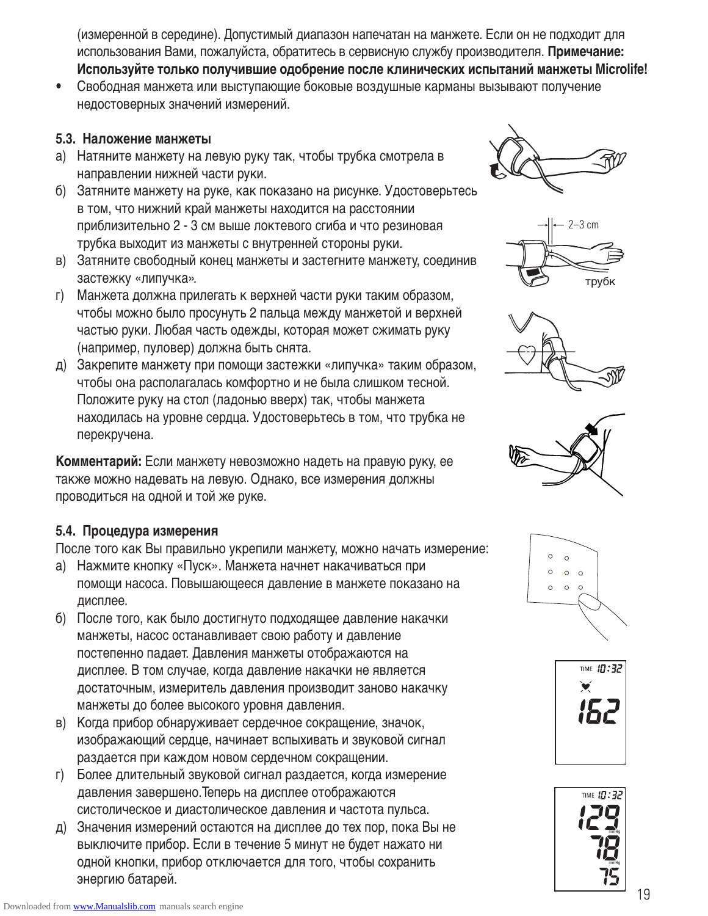(измеренной в середине). Допустимый диапазон напечатан на манжете. Если он не подходит для использования Вами, пожалуйста, обратитесь в сервисную службу производителя. **Примечание: Используйте только получившие одобрение после клинических испытаний манжеты Microlife!**

- Свободная манжета или выступающие боковые воздушные карманы вызывают получение недостоверных значений измерений.

### 5.3. Наложение манжеты

а) Натяните манжету на левую руку так, чтобы трубка смотрела в направлении нижней части руки.

б) Затяните манжету на руке, как показано на рисунке. Удостоверьтесь в том, что нижний край манжеты находится на расстоянии приблизительно 2 - 3 см выше локтевого сгиба и что резиновая трубка выходит из манжеты с внутренней стороны руки.

в) Затяните свободный конец манжеты и застегните манжету, соединив застежку «липучка».

г) Манжета должна прилегать к верхней части руки таким образом, чтобы можно было просунуть 2 пальца между манжетой и верхней частью руки. Любая часть одежды, которая может сжимать руку (например, пуловер) должна быть снята.

д) Закрепите манжету при помощи застежки «липучка» таким образом, чтобы она располагалась комфортно и не была слишком тесной. Положите руку на стол (ладонью вверх) так, чтобы манжета находилась на уровне сердца. Удостоверьтесь в том, что трубка не перекручена.

2–3 cm

трубк

**Комментарий:** Если манжету невозможно надеть на правую руку, ее также можно надевать на левую. Однако, все измерения должны проводиться на одной и той же руке.

### 5.4. Процедура измерения

После того как Вы правильно укрепили манжету, можно начать измерение:

а) Нажмите кнопку «Пуск». Манжета начнет накачиваться при помощи насоса. Повышающееся давление в манжете показано на дисплее.

б) После того, как было достигнуто подходящее давление накачки манжеты, насос останавливает свою работу и давление постепенно падает. Давления манжеты отображаются на дисплее. В том случае, когда давление накачки не является достаточным, измеритель давления производит заново накачку манжеты до более высокого уровня давления.

в) Когда прибор обнаруживает сердечное сокращение, значок, изображающий сердце, начинает вспыхивать и звуковой сигнал раздается при каждом новом сердечном сокращении.

г) Более длительный звуковой сигнал раздается, когда измерение давления завершено.Теперь на дисплее отображаются систолическое и диастолическое давления и частота пульса.

д) Значения измерений остаются на дисплее до тех пор, пока Вы не выключите прибор. Если в течение 5 минут не будет нажато ни одной кнопки, прибор отключается для того, чтобы сохранить энергию батарей.

TIME 10:32

162

TIME 10:32

129 mmHg

78 mmHg

75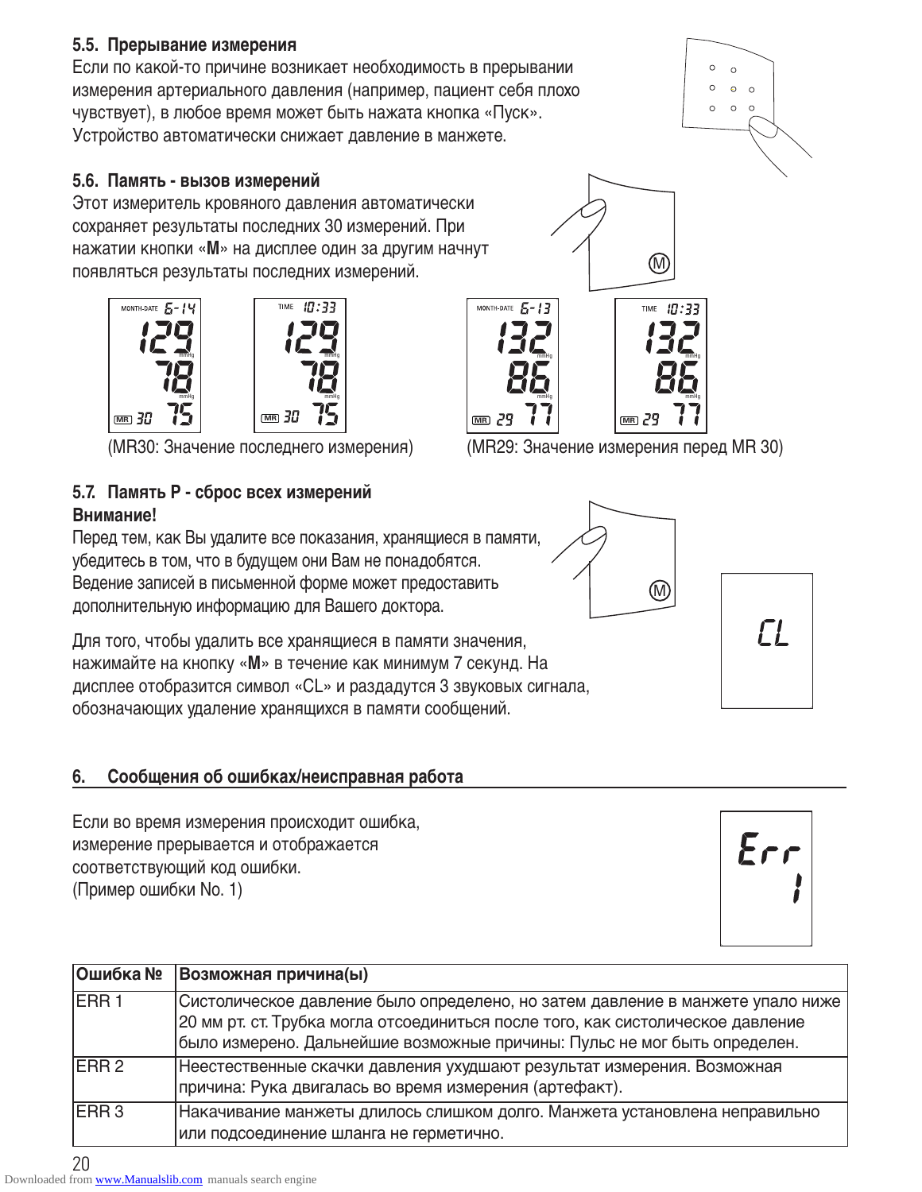### 5.5. Прерывание измерения

Если по какой-то причине возникает необходимость в прерывании измерения артериального давления (например, пациент себя плохо чувствует), в любое время может быть нажата кнопка «Пуск». Устройство автоматически снижает давление в манжете.

### 5.6. Память - вызов измерений

Этот измеритель кровяного давления автоматически сохраняет результаты последних 30 измерений. При нажатии кнопки «**M**» на дисплее один за другим начнут появляться результаты последних измерений.

(MR30: Значение последнего измерения) (MR29: Значение измерения перед MR 30)

### 5.7. Память P - сброс всех измерений

**Внимание!**

Перед тем, как Вы удалите все показания, хранящиеся в памяти, убедитесь в том, что в будущем они Вам не понадобятся. Ведение записей в письменной форме может предоставить дополнительную информацию для Вашего доктора.

Для того, чтобы удалить все хранящиеся в памяти значения, нажимайте на кнопку «**M**» в течение как минимум 7 секунд. На дисплее отобразится символ «CL» и раздадутся 3 звуковых сигнала, обозначающих удаление хранящихся в памяти сообщений.

## 6. Сообщения об ошибках/неисправная работа

Если во время измерения происходит ошибка, измерение прерывается и отображается соответствующий код ошибки. (Пример ошибки No. 1)

| Ошибка № | Возможная причина(ы) |
|---|---|
| ERR 1 | Систолическое давление было определено, но затем давление в манжете упало ниже 20 мм рт. ст. Трубка могла отсоединиться после того, как систолическое давление было измерено. Дальнейшие возможные причины: Пульс не мог быть определен. |
| ERR 2 | Неестественные скачки давления ухудшают результат измерения. Возможная причина: Рука двигалась во время измерения (артефакт). |
| ERR 3 | Накачивание манжеты длилось слишком долго. Манжета установлена неправильно или подсоединение шланга не герметично. |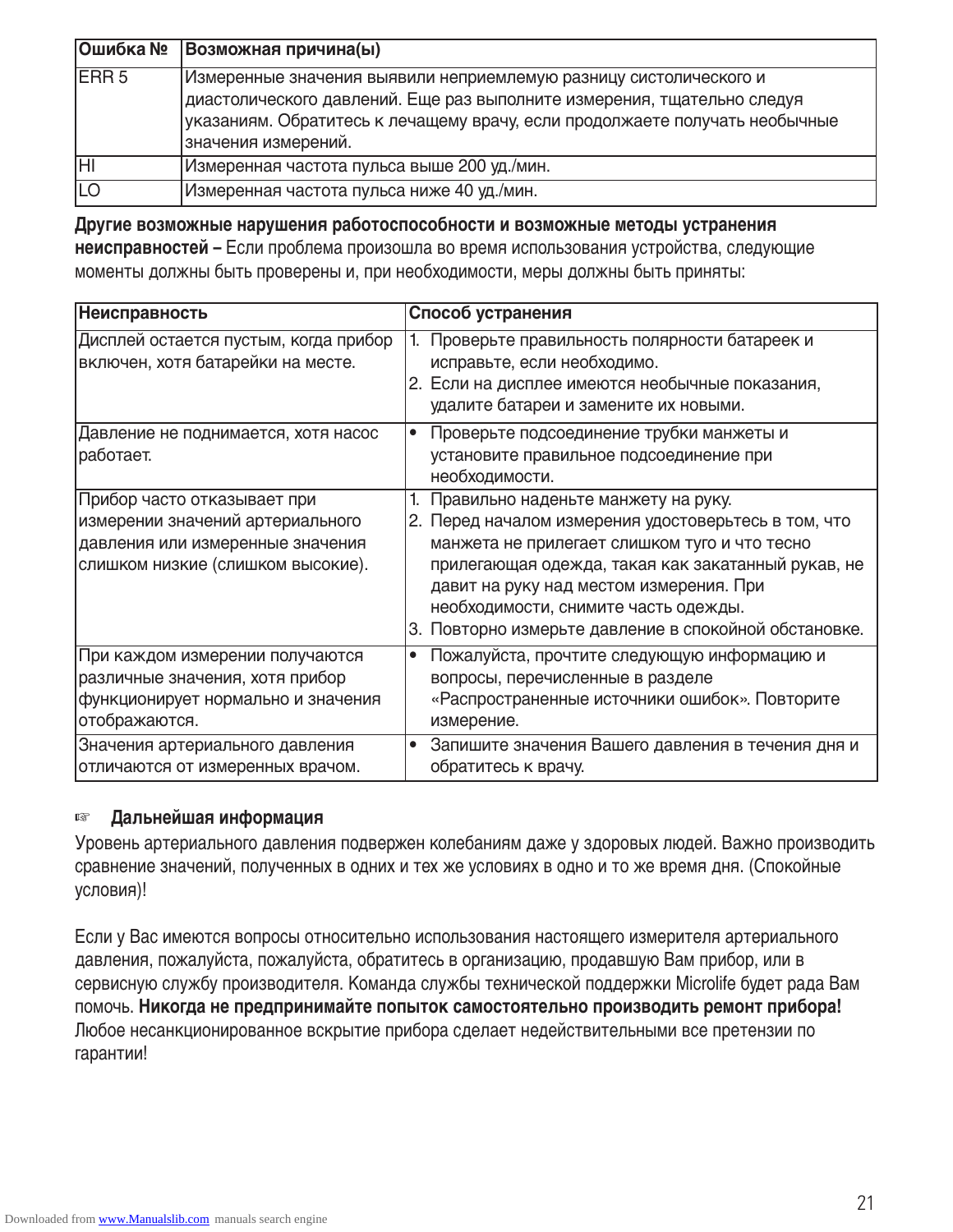| Ошибка № | Возможная причина(ы) |
|---|---|
| ERR 5 | Измеренные значения выявили неприемлемую разницу систолического и диастолического давлений. Еще раз выполните измерения, тщательно следуя указаниям. Обратитесь к лечащему врачу, если продолжаете получать необычные значения измерений. |
| HI | Измеренная частота пульса выше 200 уд./мин. |
| LO | Измеренная частота пульса ниже 40 уд./мин. |

**Другие возможные нарушения работоспособности и возможные методы устранения неисправностей –** Если проблема произошла во время использования устройства, следующие моменты должны быть проверены и, при необходимости, меры должны быть приняты:

| Неисправность | Способ устранения |
|---|---|
| Дисплей остается пустым, когда прибор включен, хотя батарейки на месте. | 1. Проверьте правильность полярности батареек и исправьте, если необходимо.<br>2. Если на дисплее имеются необычные показания, удалите батареи и замените их новыми. |
| Давление не поднимается, хотя насос работает. | • Проверьте подсоединение трубки манжеты и установите правильное подсоединение при необходимости. |
| Прибор часто отказывает при измерении значений артериального давления или измеренные значения слишком низкие (слишком высокие). | 1. Правильно наденьте манжету на руку.<br>2. Перед началом измерения удостоверьтесь в том, что манжета не прилегает слишком туго и что тесно прилегающая одежда, такая как закатанный рукав, не давит на руку над местом измерения. При необходимости, снимите часть одежды.<br>3. Повторно измерьте давление в спокойной обстановке. |
| При каждом измерении получаются различные значения, хотя прибор функционирует нормально и значения отображаются. | • Пожалуйста, прочтите следующую информацию и вопросы, перечисленные в разделе «Распространенные источники ошибок». Повторите измерение. |
| Значения артериального давления отличаются от измеренных врачом. | • Запишите значения Вашего давления в течения дня и обратитесь к врачу. |

☞ **Дальнейшая информация**

Уровень артериального давления подвержен колебаниям даже у здоровых людей. Важно производить сравнение значений, полученных в одних и тех же условиях в одно и то же время дня. (Спокойные условия)!

Если у Вас имеются вопросы относительно использования настоящего измерителя артериального давления, пожалуйста, пожалуйста, обратитесь в организацию, продавшую Вам прибор, или в сервисную службу производителя. Команда службы технической поддержки Microlife будет рада Вам помочь. **Никогда не предпринимайте попыток самостоятельно производить ремонт прибора!** Любое несанкционированное вскрытие прибора сделает недействительными все претензии по гарантии!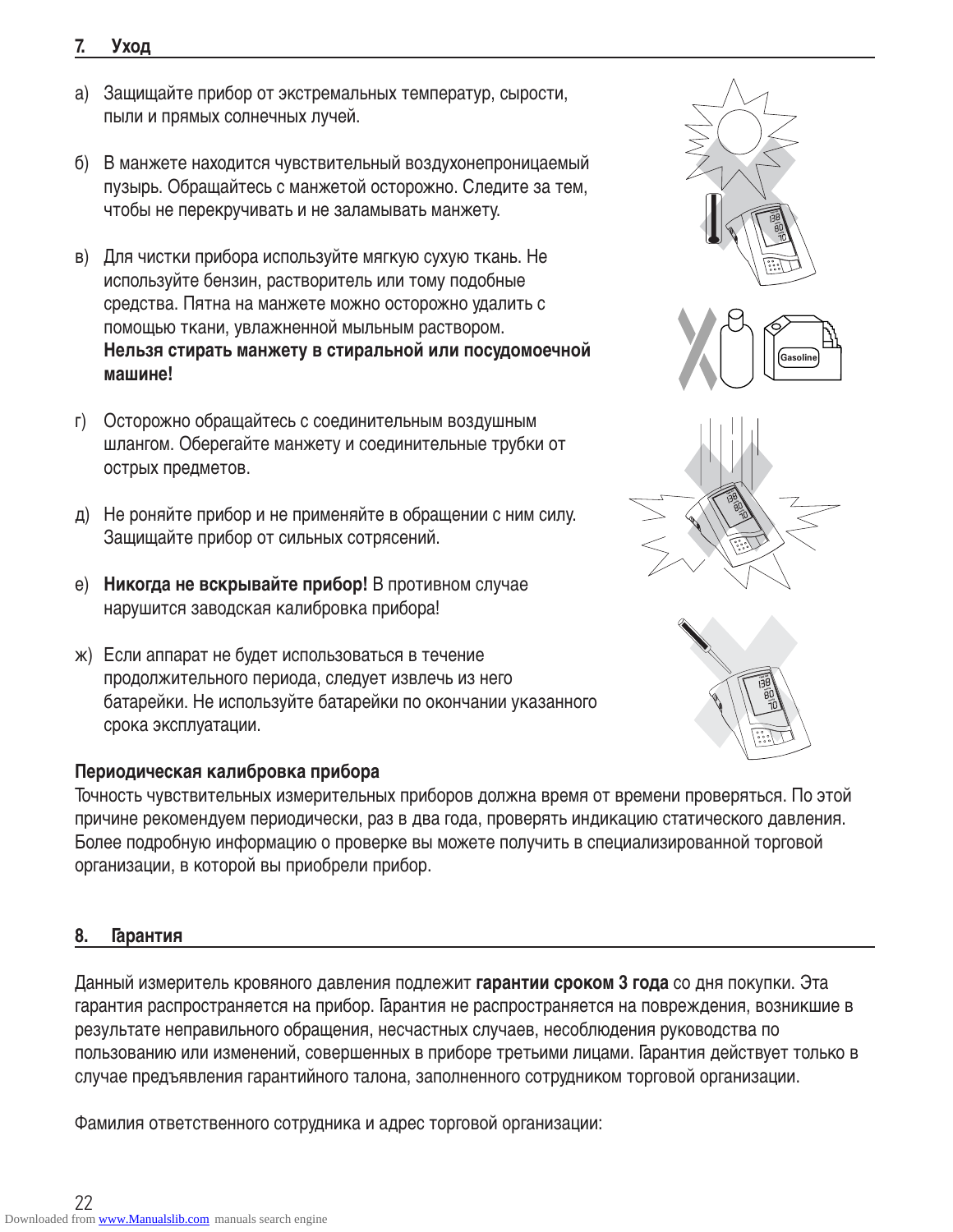## 7. Уход

а) Защищайте прибор от экстремальных температур, сырости, пыли и прямых солнечных лучей.

б) В манжете находится чувствительный воздухонепроницаемый пузырь. Обращайтесь с манжетой осторожно. Следите за тем, чтобы не перекручивать и не заламывать манжету.

в) Для чистки прибора используйте мягкую сухую ткань. Не используйте бензин, растворитель или тому подобные средства. Пятна на манжете можно осторожно удалить с помощью ткани, увлажненной мыльным раствором. **Нельзя стирать манжету в стиральной или посудомоечной машине!**

г) Осторожно обращайтесь с соединительным воздушным шлангом. Оберегайте манжету и соединительные трубки от острых предметов.

д) Не роняйте прибор и не применяйте в обращении с ним силу. Защищайте прибор от сильных сотрясений.

е) **Никогда не вскрывайте прибор!** В противном случае нарушится заводская калибровка прибора!

ж) Если аппарат не будет использоваться в течение продолжительного периода, следует извлечь из него батарейки. Не используйте батарейки по окончании указанного срока эксплуатации.

**Периодическая калибровка прибора**

Точность чувствительных измерительных приборов должна время от времени проверяться. По этой причине рекомендуем периодически, раз в два года, проверять индикацию статического давления. Более подробную информацию о проверке вы можете получить в специализированной торговой организации, в которой вы приобрели прибор.

## 8. Гарантия

Данный измеритель кровяного давления подлежит **гарантии сроком 3 года** со дня покупки. Эта гарантия распространяется на прибор. Гарантия не распространяется на повреждения, возникшие в результате неправильного обращения, несчастных случаев, несоблюдения руководства по пользованию или изменений, совершенных в приборе третьими лицами. Гарантия действует только в случае предъявления гарантийного талона, заполненного сотрудником торговой организации.

Фамилия ответственного сотрудника и адрес торговой организации: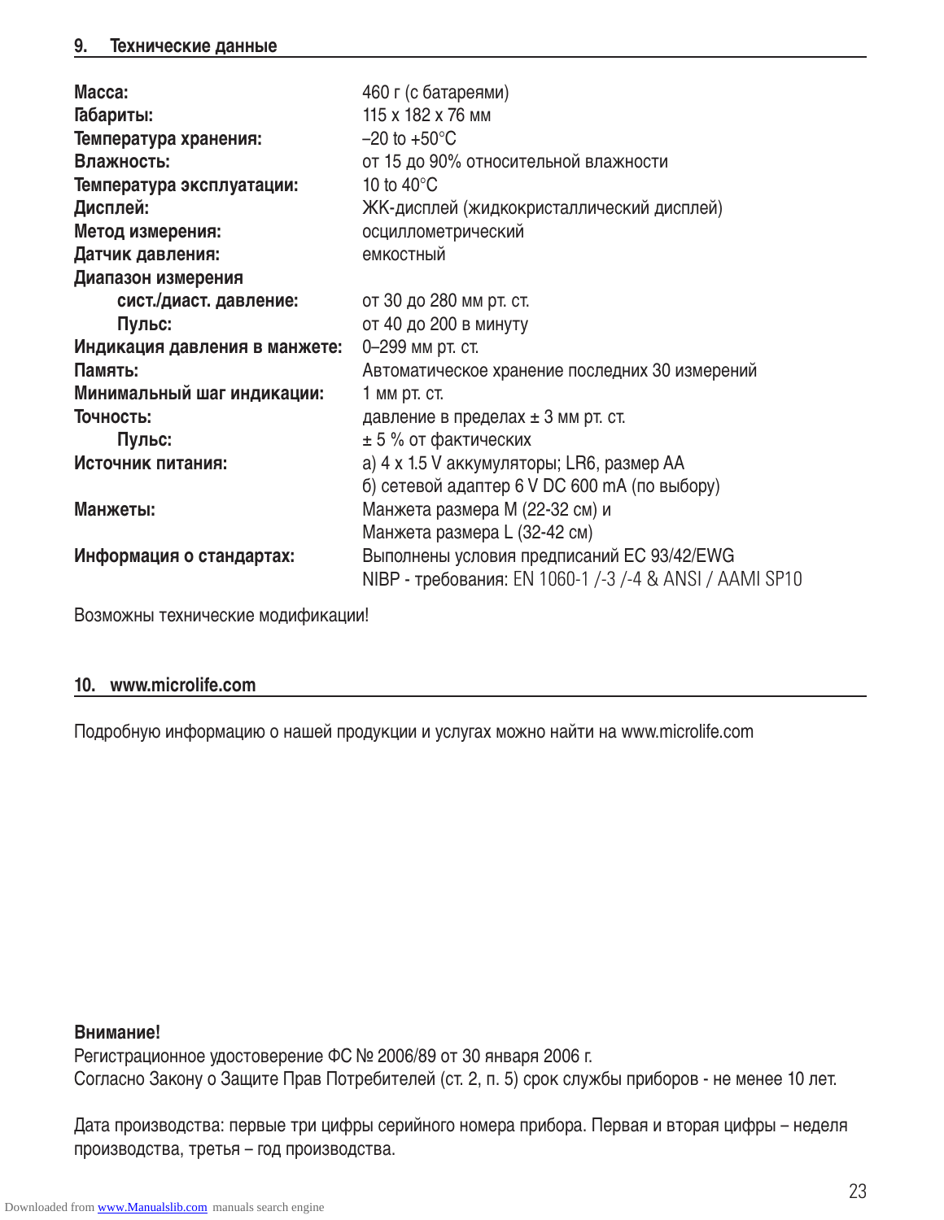## 9. Технические данные

| | |
|---|---|
| **Масса:** | 460 г (с батареями) |
| **Габариты:** | 115 x 182 x 76 мм |
| **Температура хранения:** | –20 to +50°C |
| **Влажность:** | от 15 до 90% относительной влажности |
| **Температура эксплуатации:** | 10 to 40°C |
| **Дисплей:** | ЖК-дисплей (жидкокристаллический дисплей) |
| **Метод измерения:** | осциллометрический |
| **Датчик давления:** | емкостный |
| **Диапазон измерения** | |
| **сист./диаст. давление:** | от 30 до 280 мм рт. ст. |
| **Пульс:** | от 40 до 200 в минуту |
| **Индикация давления в манжете:** | 0–299 мм рт. ст. |
| **Память:** | Автоматическое хранение последних 30 измерений |
| **Минимальный шаг индикации:** | 1 мм рт. ст. |
| **Точность:** | давление в пределах ± 3 мм рт. ст. |
| **Пульс:** | ± 5 % от фактических |
| **Источник питания:** | а) 4 x 1.5 V аккумуляторы; LR6, размер AA<br>б) сетевой адаптер 6 V DC 600 mA (по выбору) |
| **Манжеты:** | Манжета размера M (22-32 см) и<br>Манжета размера L (32-42 см) |
| **Информация о стандартах:** | Выполнены условия предписаний EC 93/42/EWG<br>NIBP - требования: EN 1060-1 /-3 /-4 & ANSI / AAMI SP10 |

Возможны технические модификации!

## 10. www.microlife.com

Подробную информацию о нашей продукции и услугах можно найти на www.microlife.com

**Внимание!**

Регистрационное удостоверение ФС № 2006/89 от 30 января 2006 г.
Согласно Закону о Защите Прав Потребителей (ст. 2, п. 5) срок службы приборов - не менее 10 лет.

Дата производства: первые три цифры серийного номера прибора. Первая и вторая цифры – неделя производства, третья – год производства.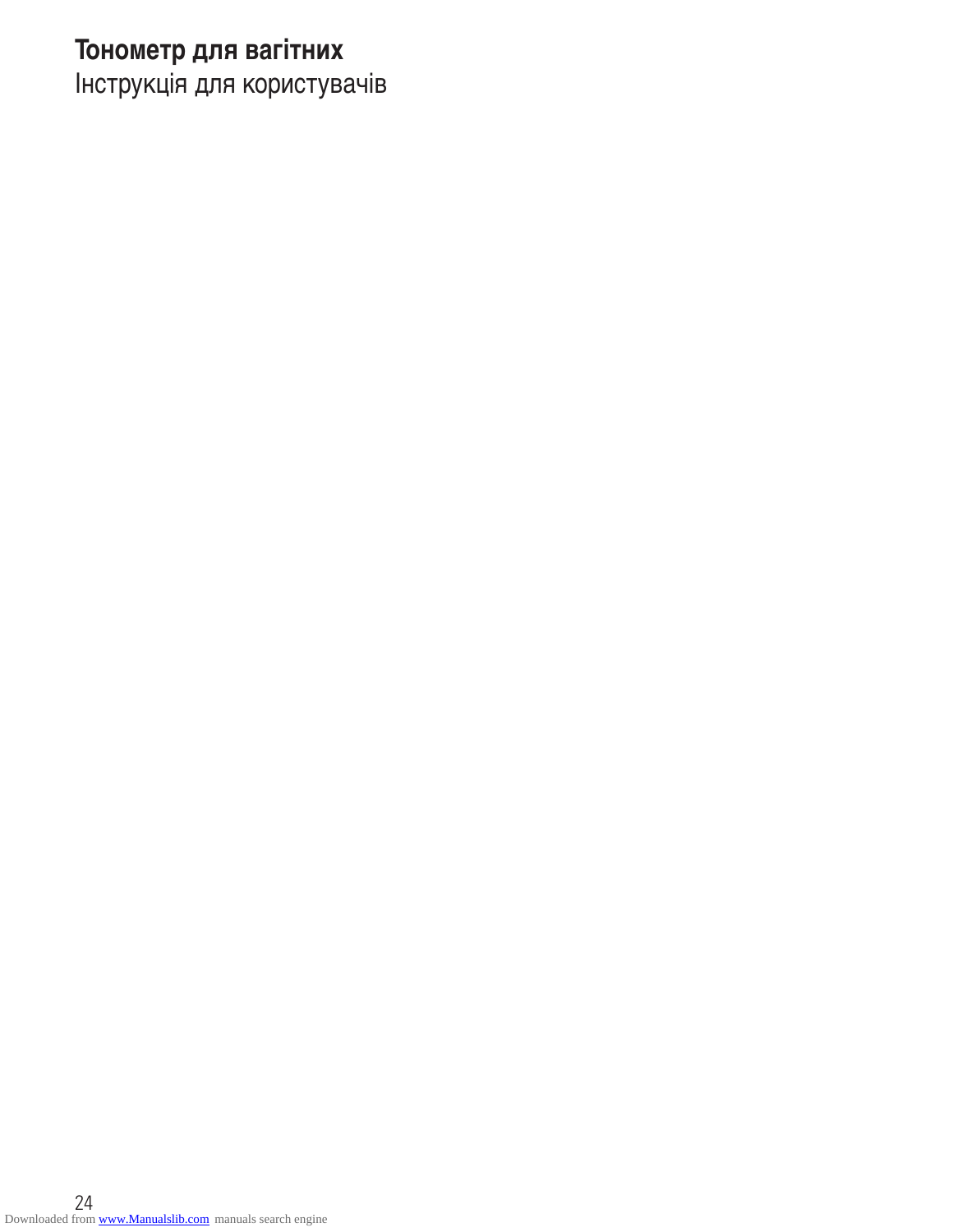**Тонометр для вагітних**

Інструкція для користувачів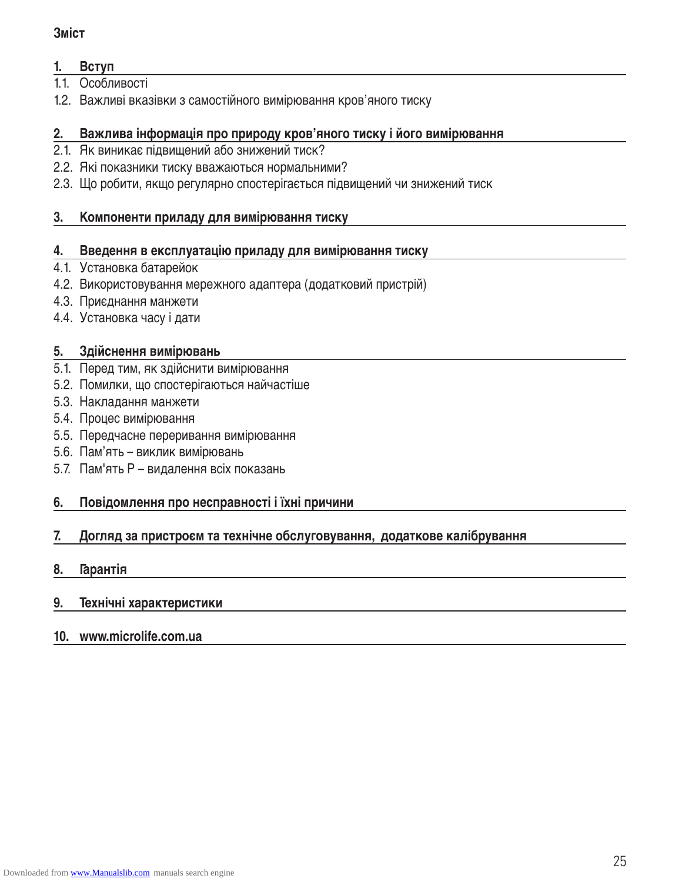**Зміст**

## 1. Вступ

1.1. Особливості

1.2. Важливі вказівки з самостійного вимірювання кров'яного тиску

## 2. Важлива інформація про природу кров'яного тиску і його вимірювання

2.1. Як виникає підвищений або знижений тиск?

2.2. Які показники тиску вважаються нормальними?

2.3. Що робити, якщо регулярно спостерігається підвищений чи знижений тиск

## 3. Компоненти приладу для вимірювання тиску

## 4. Введення в експлуатацію приладу для вимірювання тиску

4.1. Установка батарейок

4.2. Використовування мережного адаптера (додатковий пристрій)

4.3. Приєднання манжети

4.4. Установка часу і дати

## 5. Здійснення вимірювань

5.1. Перед тим, як здійснити вимірювання

5.2. Помилки, що спостерігаються найчастіше

5.3. Накладання манжети

5.4. Процес вимірювання

5.5. Передчасне переривання вимірювання

5.6. Пам'ять – виклик вимірювань

5.7. Пам'ять Р – видалення всіх показань

## 6. Повідомлення про несправності і їхні причини

## 7. Догляд за пристроєм та технічне обслуговування, додаткове калібрування

## 8. Гарантія

## 9. Технічні характеристики

## 10. www.microlife.com.ua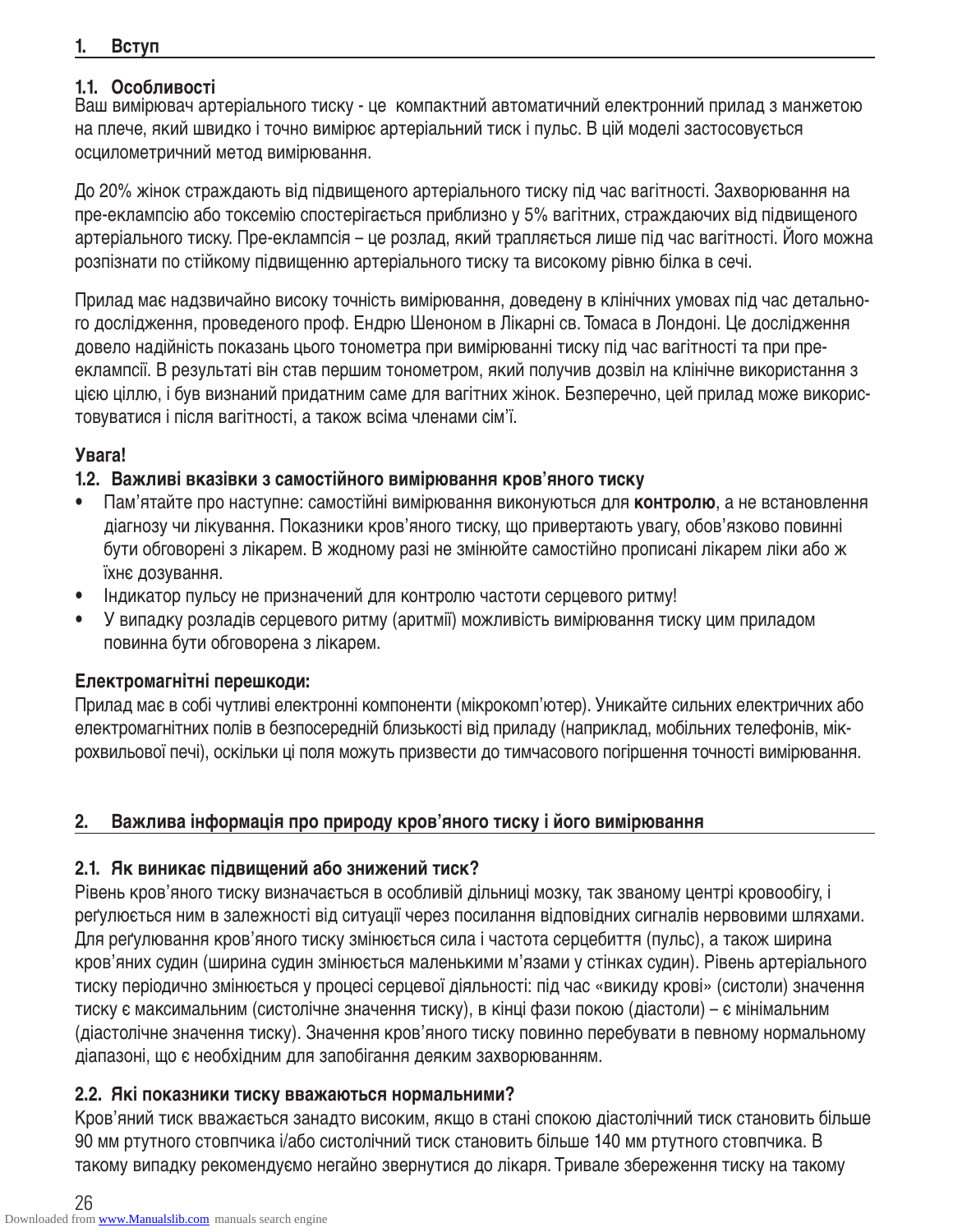# 1. Вступ

## 1.1. Особливості

Ваш вимірювач артеріального тиску - це компактний автоматичний електронний прилад з манжетою на плече, який швидко і точно вимірює артеріальний тиск і пульс. В цій моделі застосовується осцилометричний метод вимірювання.

До 20% жінок страждають від підвищеного артеріального тиску під час вагітності. Захворювання на пре-еклампсію або токсемію спостерігається приблизно у 5% вагітних, страждаючих від підвищеного артеріального тиску. Пре-еклампсія – це розлад, який трапляється лише під час вагітності. Його можна розпізнати по стійкому підвищенню артеріального тиску та високому рівню білка в сечі.

Прилад має надзвичайно високу точність вимірювання, доведену в клінічних умовах під час детального дослідження, проведеного проф. Ендрю Шеноном в Лікарні св. Томаса в Лондоні. Це дослідження довело надійність показань цього тонометра при вимірюванні тиску під час вагітності та при пре-еклампсії. В результаті він став першим тонометром, який получив дозвіл на клінічне використання з цією ціллю, і був визнаний придатним саме для вагітних жінок. Безперечно, цей прилад може використовуватися і після вагітності, а також всіма членами сім'ї.

**Увага!**

## 1.2. Важливі вказівки з самостійного вимірювання кров'яного тиску

- Пам'ятайте про наступне: самостійні вимірювання виконуються для **контролю**, а не встановлення діагнозу чи лікування. Показники кров'яного тиску, що привертають увагу, обов'язково повинні бути обговорені з лікарем. В жодному разі не змінюйте самостійно прописані лікарем ліки або ж їхнє дозування.
- Індикатор пульсу не призначений для контролю частоти серцевого ритму!
- У випадку розладів серцевого ритму (аритмії) можливість вимірювання тиску цим приладом повинна бути обговорена з лікарем.

**Електромагнітні перешкоди:**

Прилад має в собі чутливі електронні компоненти (мікрокомп'ютер). Уникайте сильних електричних або електромагнітних полів в безпосередній близькості від приладу (наприклад, мобільних телефонів, мікрохвильової печі), оскільки ці поля можуть призвести до тимчасового погіршення точності вимірювання.

# 2. Важлива інформація про природу кров'яного тиску і його вимірювання

## 2.1. Як виникає підвищений або знижений тиск?

Рівень кров'яного тиску визначається в особливій дільниці мозку, так званому центрі кровообігу, і реґулюється ним в залежності від ситуації через посилання відповідних сигналів нервовими шляхами. Для реґулювання кров'яного тиску змінюється сила і частота серцебиття (пульс), а також ширина кров'яних судин (ширина судин змінюється маленькими м'язами у стінках судин). Рівень артеріального тиску періодично змінюється у процесі серцевої діяльності: під час «викиду крові» (систоли) значення тиску є максимальним (систолічне значення тиску), в кінці фази покою (діастоли) – є мінімальним (діастолічне значення тиску). Значення кров'яного тиску повинно перебувати в певному нормальному діапазоні, що є необхідним для запобігання деяким захворюванням.

## 2.2. Які показники тиску вважаються нормальними?

Кров'яний тиск вважається занадто високим, якщо в стані спокою діастолічний тиск становить більше 90 мм ртутного стовпчика і/або систолічний тиск становить більше 140 мм ртутного стовпчика. В такому випадку рекомендуємо негайно звернутися до лікаря. Тривале збереження тиску на такому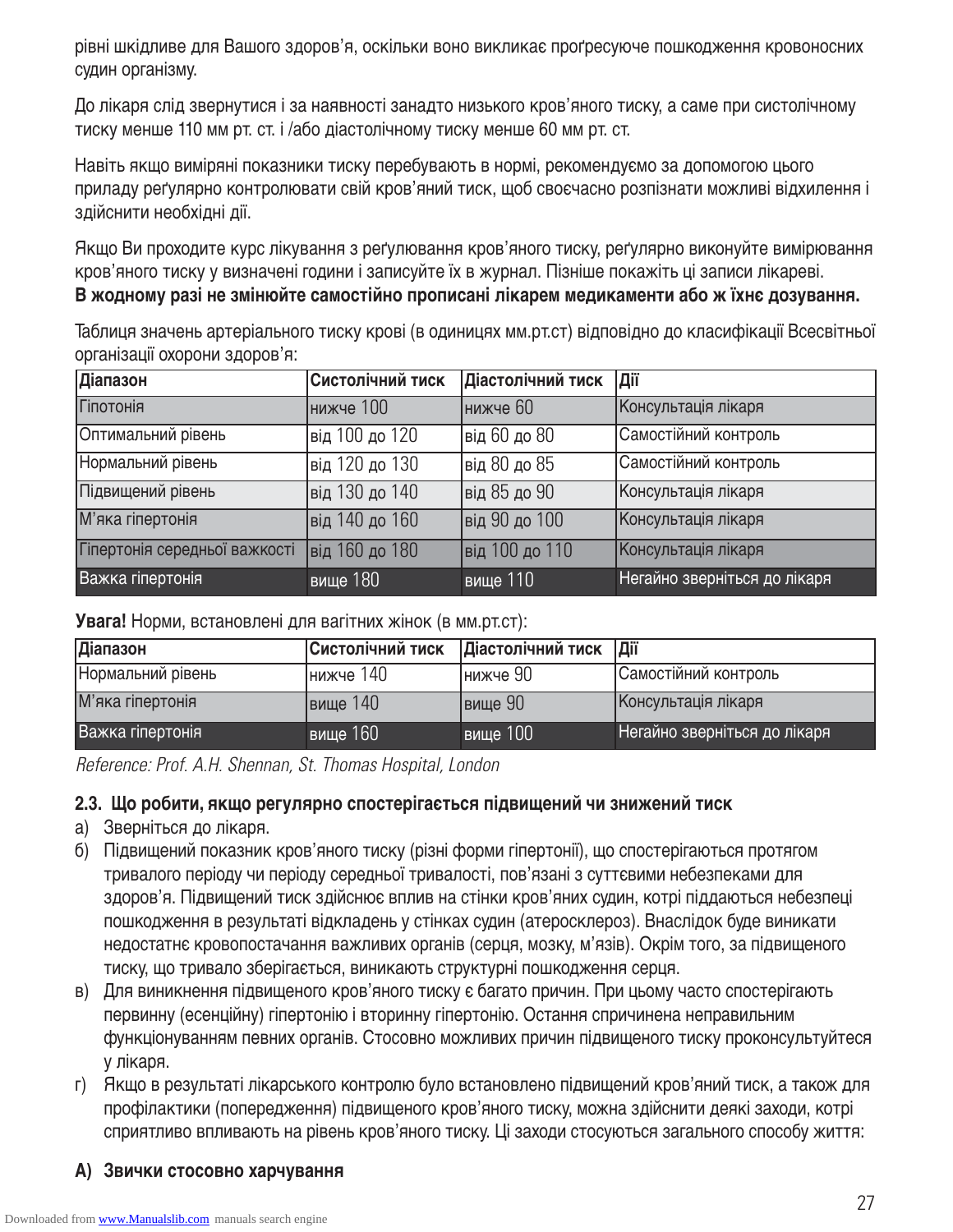рівні шкідливе для Вашого здоров'я, оскільки воно викликає проґресуюче пошкодження кровоносних судин організму.

До лікаря слід звернутися і за наявності занадто низького кров'яного тиску, а саме при систолічному тиску менше 110 мм рт. ст. і /або діастолічному тиску менше 60 мм рт. ст.

Навіть якщо виміряні показники тиску перебувають в нормі, рекомендуємо за допомогою цього приладу реґулярно контролювати свій кров'яний тиск, щоб своєчасно розпізнати можливі відхилення і здійснити необхідні дії.

Якщо Ви проходите курс лікування з реґулювання кров'яного тиску, реґулярно виконуйте вимірювання кров'яного тиску у визначені години і записуйте їх в журнал. Пізніше покажіть ці записи лікареві.
**В жодному разі не змінюйте самостійно прописані лікарем медикаменти або ж їхнє дозування.**

Таблиця значень артеріального тиску крові (в одиницях мм.рт.ст) відповідно до класифікації Всесвітньої організації охорони здоров'я:

| Діапазон | Систолічний тиск | Діастолічний тиск | Дії |
|---|---|---|---|
| Гіпотонія | нижче 100 | нижче 60 | Консультація лікаря |
| Оптимальний рівень | від 100 до 120 | від 60 до 80 | Самостійний контроль |
| Нормальний рівень | від 120 до 130 | від 80 до 85 | Самостійний контроль |
| Підвищений рівень | від 130 до 140 | від 85 до 90 | Консультація лікаря |
| М'яка гіпертонія | від 140 до 160 | від 90 до 100 | Консультація лікаря |
| Гіпертонія середньої важкості | від 160 до 180 | від 100 до 110 | Консультація лікаря |
| Важка гіпертонія | вище 180 | вище 110 | Негайно зверніться до лікаря |

**Увага!** Норми, встановлені для вагітних жінок (в мм.рт.ст):

| Діапазон | Систолічний тиск | Діастолічний тиск | Дії |
|---|---|---|---|
| Нормальний рівень | нижче 140 | нижче 90 | Самостійний контроль |
| М'яка гіпертонія | вище 140 | вище 90 | Консультація лікаря |
| Важка гіпертонія | вище 160 | вище 100 | Негайно зверніться до лікаря |

*Reference: Prof. A.H. Shennan, St. Thomas Hospital, London*

### 2.3. Що робити, якщо регулярно спостерігається підвищений чи знижений тиск

а) Зверніться до лікаря.

б) Підвищений показник кров'яного тиску (різні форми гіпертонії), що спостерігаються протягом тривалого періоду чи періоду середньої тривалості, пов'язані з суттєвими небезпеками для здоров'я. Підвищений тиск здійснює вплив на стінки кров'яних судин, котрі піддаються небезпеці пошкодження в результаті відкладень у стінках судин (атеросклероз). Внаслідок буде виникати недостатнє кровопостачання важливих органів (серця, мозку, м'язів). Окрім того, за підвищеного тиску, що тривало зберігається, виникають структурні пошкодження серця.

в) Для виникнення підвищеного кров'яного тиску є багато причин. При цьому часто спостерігають первинну (есенційну) гіпертонію і вторинну гіпертонію. Остання спричинена неправильним функціонуванням певних органів. Стосовно можливих причин підвищеного тиску проконсультуйтеся у лікаря.

г) Якщо в результаті лікарського контролю було встановлено підвищений кров'яний тиск, а також для профілактики (попередження) підвищеного кров'яного тиску, можна здійснити деякі заходи, котрі сприятливо впливають на рівень кров'яного тиску. Ці заходи стосуються загального способу життя:

#### А) Звички стосовно харчування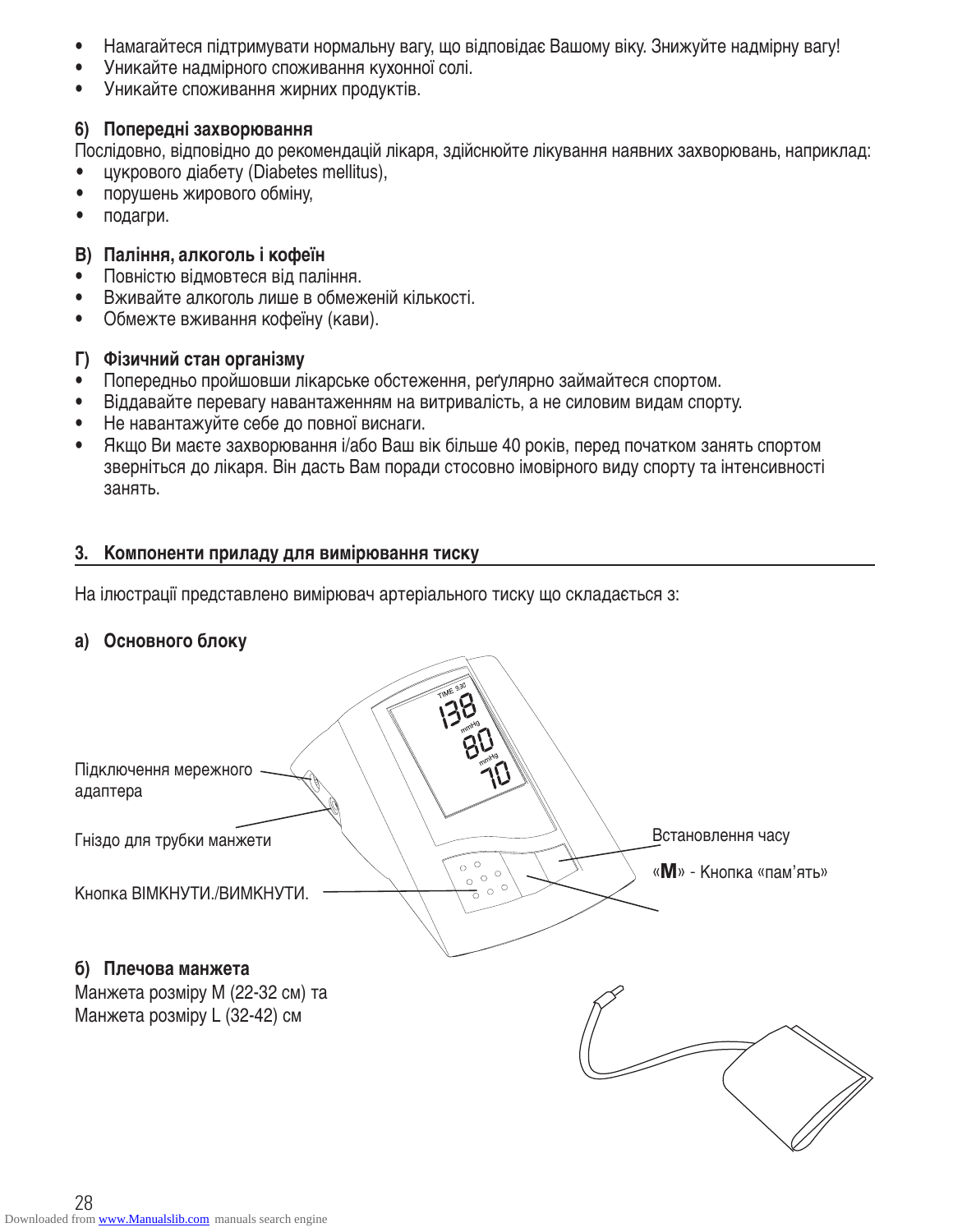- Намагайтеся підтримувати нормальну вагу, що відповідає Вашому віку. Знижуйте надмірну вагу!
- Уникайте надмірного споживання кухонної солі.
- Уникайте споживання жирних продуктів.

**б) Попередні захворювання**

Послідовно, відповідно до рекомендацій лікаря, здійснюйте лікування наявних захворювань, наприклад:

- цукрового діабету (Diabetes mellitus),
- порушень жирового обміну,
- подагри.

**В) Паління, алкоголь і кофеїн**

- Повністю відмовтеся від паління.
- Вживайте алкоголь лише в обмеженій кількості.
- Обмежте вживання кофеїну (кави).

**Г) Фізичний стан організму**

- Попередньо пройшовши лікарське обстеження, реґулярно займайтеся спортом.
- Віддавайте перевагу навантаженням на витривалість, а не силовим видам спорту.
- Не навантажуйте себе до повної виснаги.
- Якщо Ви маєте захворювання і/або Ваш вік більше 40 років, перед початком занять спортом зверніться до лікаря. Він дасть Вам поради стосовно імовірного виду спорту та інтенсивності занять.

## 3. Компоненти приладу для вимірювання тиску

На ілюстрації представлено вимірювач артеріального тиску що складається з:

**а) Основного блоку**

Підключення мережного адаптера

Гніздо для трубки манжети

Кнопка ВІМКНУТИ./ВИМКНУТИ.

Встановлення часу

«**M**» - Кнопка «пам'ять»

**б) Плечова манжета**

Манжета розміру M (22-32 см) та
Манжета розміру L (32-42) см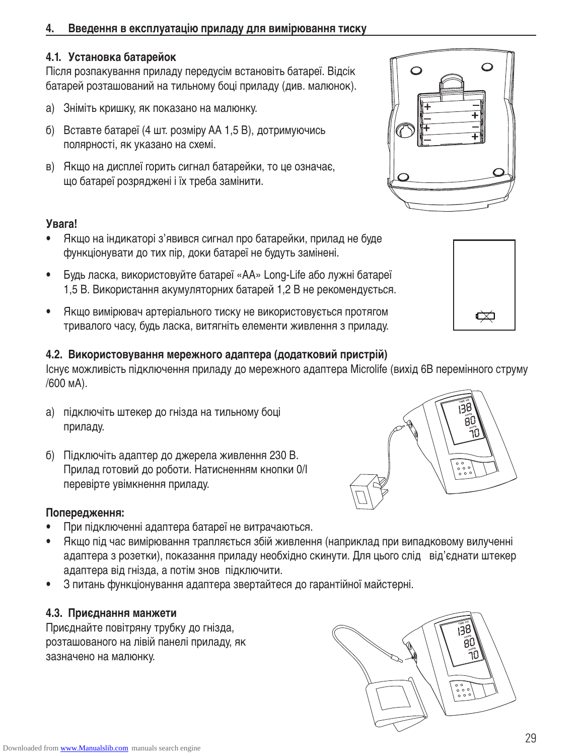## 4. Введення в експлуатацію приладу для вимірювання тиску

### 4.1. Установка батарейок

Після розпакування приладу передусім встановіть батареї. Відсік батарей розташований на тильному боці приладу (див. малюнок).

а) Зніміть кришку, як показано на малюнку.

б) Вставте батареї (4 шт. розміру АА 1,5 В), дотримуючись полярності, як указано на схемі.

в) Якщо на дисплеї горить сигнал батарейки, то це означає, що батареї розряджені і їх треба замінити.

**Увага!**

- Якщо на індикаторі з'явився сигнал про батарейки, прилад не буде функціонувати до тих пір, доки батареї не будуть замінені.
- Будь ласка, використовуйте батареї «АА» Long-Life або лужні батареї 1,5 В. Використання акумуляторних батарей 1,2 В не рекомендується.
- Якщо вимірювач артеріального тиску не використовується протягом тривалого часу, будь ласка, витягніть елементи живлення з приладу.

### 4.2. Використовування мережного адаптера (додатковий пристрій)

Існує можливість підключення приладу до мережного адаптера Microlife (вихід 6В перемінного струму /600 мА).

а) підключіть штекер до гнізда на тильному боці приладу.

б) Підключіть адаптер до джерела живлення 230 В. Прилад готовий до роботи. Натисненням кнопки 0/I перевірте увімкнення приладу.

**Попередження:**

- При підключенні адаптера батареї не витрачаються.
- Якщо під час вимірювання трапляється збій живлення (наприклад при випадковому вилученні адаптера з розетки), показання приладу необхідно скинути. Для цього слід від'єднати штекер адаптера від гнізда, а потім знов підключити.
- З питань функціонування адаптера звертайтеся до гарантійної майстерні.

### 4.3. Приєднання манжети

Приєднайте повітряну трубку до гнізда, розташованого на лівій панелі приладу, як зазначено на малюнку.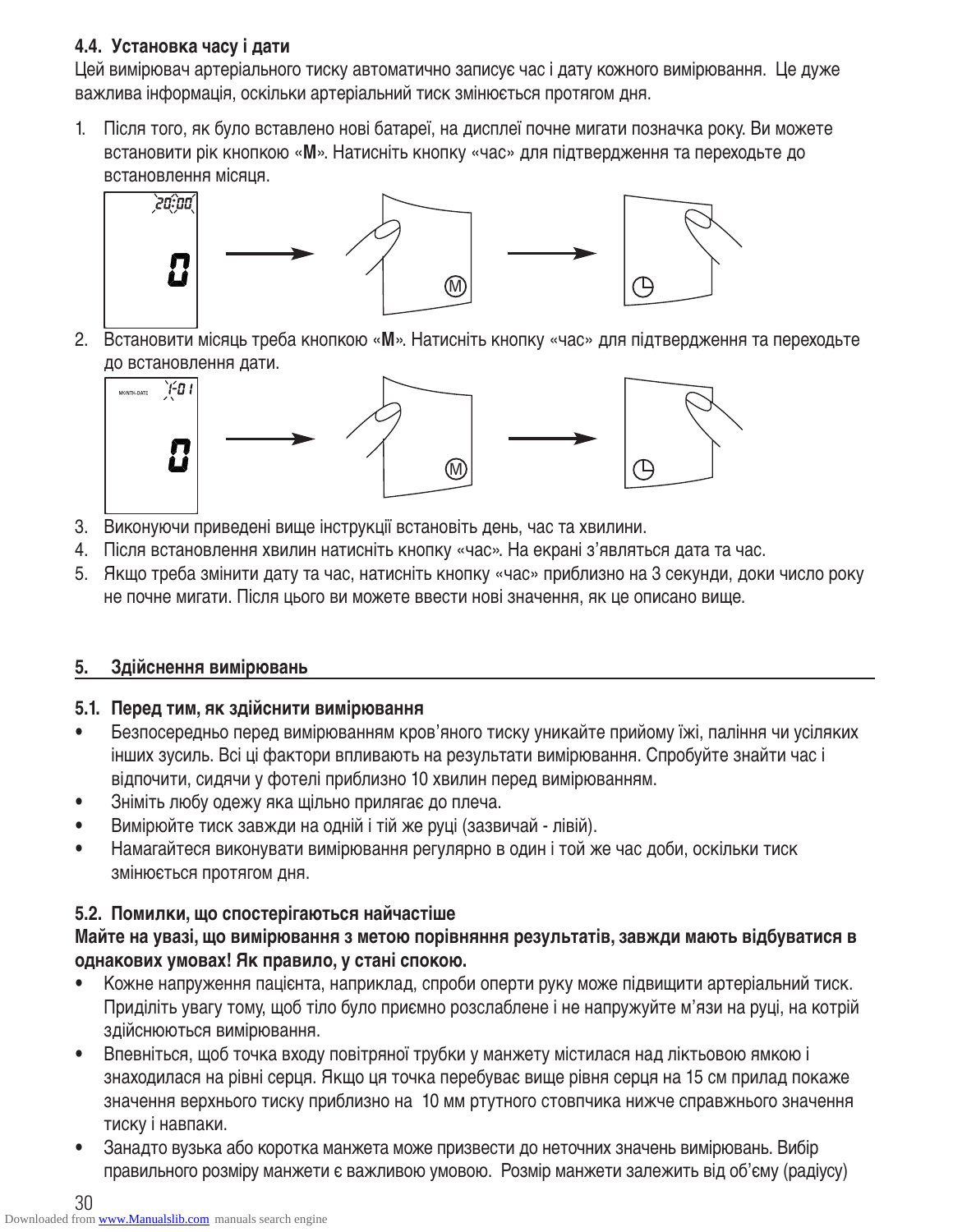### 4.4. Установка часу і дати

Цей вимірювач артеріального тиску автоматично записує час і дату кожного вимірювання. Це дуже важлива інформація, оскільки артеріальний тиск змінюється протягом дня.

1. Після того, як було вставлено нові батареї, на дисплеї почне мигати позначка року. Ви можете встановити рік кнопкою «**M**». Натисніть кнопку «час» для підтвердження та переходьте до встановлення місяця.
2. Встановити місяць треба кнопкою «**M**». Натисніть кнопку «час» для підтвердження та переходьте до встановлення дати.
3. Виконуючи приведені вище інструкції встановіть день, час та хвилини.
4. Після встановлення хвилин натисніть кнопку «час». На екрані з'являться дата та час.
5. Якщо треба змінити дату та час, натисніть кнопку «час» приблизно на 3 секунди, доки число року не почне мигати. Після цього ви можете ввести нові значення, як це описано вище.

## 5. Здійснення вимірювань

### 5.1. Перед тим, як здійснити вимірювання

- Безпосередньо перед вимірюванням кров'яного тиску уникайте прийому їжі, паління чи усіляких інших зусиль. Всі ці фактори впливають на результати вимірювання. Спробуйте знайти час і відпочити, сидячи у фотелі приблизно 10 хвилин перед вимірюванням.
- Зніміть любу одежу яка щільно прилягає до плеча.
- Вимірюйте тиск завжди на одній і тій же руці (зазвичай - лівій).
- Намагайтеся виконувати вимірювання регулярно в один і той же час доби, оскільки тиск змінюється протягом дня.

### 5.2. Помилки, що спостерігаються найчастіше

**Майте на увазі, що вимірювання з метою порівняння результатів, завжди мають відбуватися в однакових умовах! Як правило, у стані спокою.**

- Кожне напруження пацієнта, наприклад, спроби оперти руку може підвищити артеріальний тиск. Приділіть увагу тому, щоб тіло було приємно розслаблене і не напружуйте м'язи на руці, на котрій здійснюються вимірювання.
- Впевніться, щоб точка входу повітряної трубки у манжету містилася над ліктьовою ямкою і знаходилася на рівні серця. Якщо ця точка перебуває вище рівня серця на 15 см прилад покаже значення верхнього тиску приблизно на 10 мм ртутного стовпчика нижче справжнього значення тиску і навпаки.
- Занадто вузька або коротка манжета може призвести до неточних значень вимірювань. Вибір правильного розміру манжети є важливою умовою. Розмір манжети залежить від об'єму (радіусу)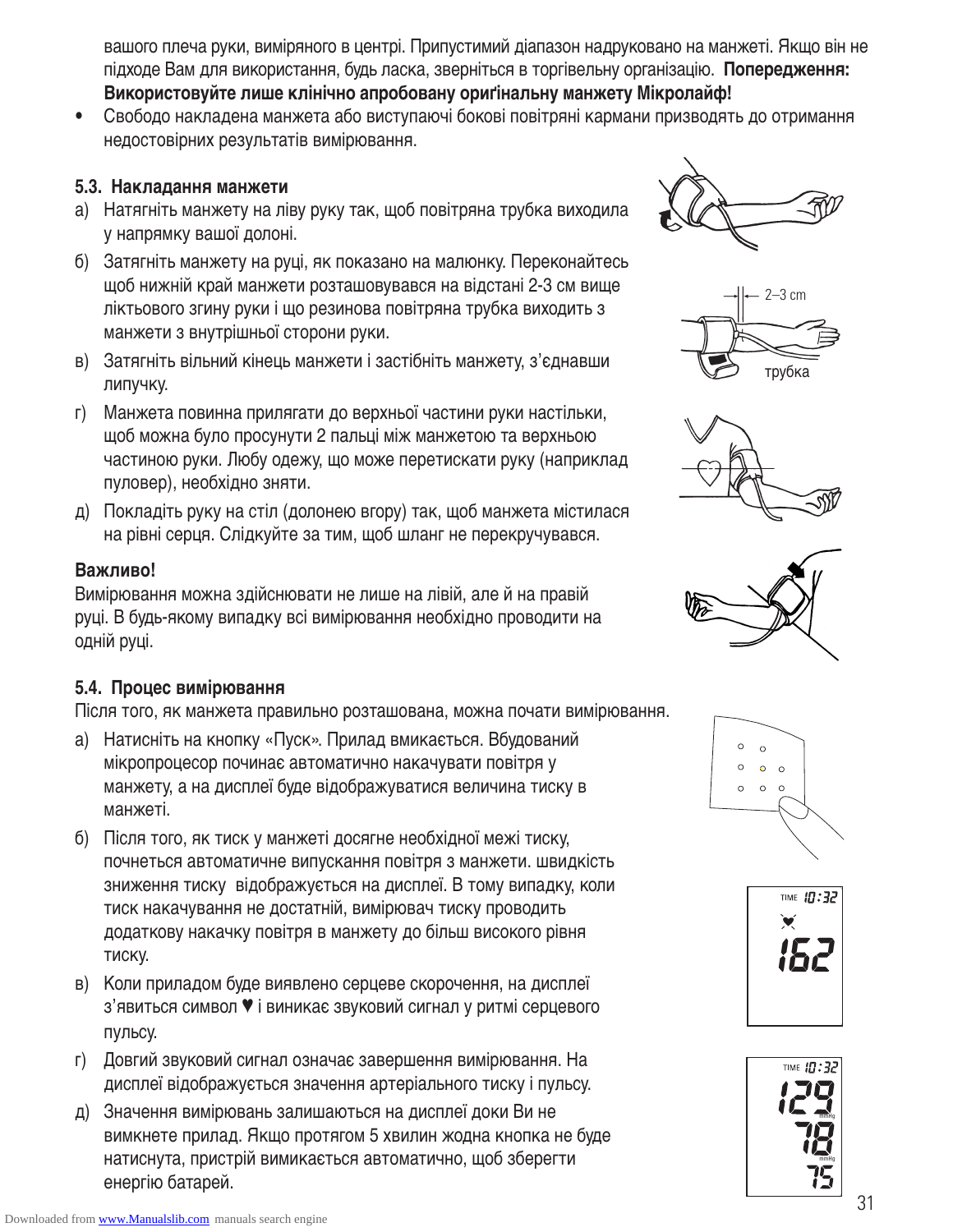вашого плеча руки, виміряного в центрі. Припустимий діапазон надруковано на манжеті. Якщо він не підходе Вам для використання, будь ласка, зверніться в торгівельну організацію. **Попередження: Використовуйте лише клінічно апробовану оригінальну манжету Мікролайф!**

- Свободо накладена манжета або виступаючі бокові повітряні кармани призводять до отримання недостовірних результатів вимірювання.

### 5.3. Накладання манжети

а) Натягніть манжету на ліву руку так, щоб повітряна трубка виходила у напрямку вашої долоні.

б) Затягніть манжету на руці, як показано на малюнку. Переконайтесь щоб нижній край манжети розташовувався на відстані 2-3 см вище ліктьового згину руки і що резинова повітряна трубка виходить з манжети з внутрішньої сторони руки.

в) Затягніть вільний кінець манжети і застібніть манжету, з'єднавши липучку.

г) Манжета повинна прилягати до верхньої частини руки настільки, щоб можна було просунути 2 пальці між манжетою та верхньою частиною руки. Любу одежу, що може перетискати руку (наприклад пуловер), необхідно зняти.

д) Покладіть руку на стіл (долонею вгору) так, щоб манжета містилася на рівні серця. Слідкуйте за тим, щоб шланг не перекручувався.

2–3 cm

трубка

**Важливо!**

Вимірювання можна здійснювати не лише на лівій, але й на правій руці. В будь-якому випадку всі вимірювання необхідно проводити на одній руці.

### 5.4. Процес вимірювання

Після того, як манжета правильно розташована, можна почати вимірювання.

а) Натисніть на кнопку «Пуск». Прилад вмикається. Вбудований мікропроцесор починає автоматично накачувати повітря у манжету, а на дисплеї буде відображуватися величина тиску в манжеті.

б) Після того, як тиск у манжеті досягне необхідної межі тиску, почнеться автоматичне випускання повітря з манжети. швидкість зниження тиску відображується на дисплеї. В тому випадку, коли тиск накачування не достатній, вимірювач тиску проводить додаткову накачку повітря в манжету до більш високого рівня тиску.

в) Коли приладом буде виявлено серцеве скорочення, на дисплеї з'явиться символ ♥ і виникає звуковий сигнал у ритмі серцевого пульсу.

г) Довгий звуковий сигнал означає завершення вимірювання. На дисплеї відображується значення артеріального тиску і пульсу.

д) Значення вимірювань залишаються на дисплеї доки Ви не вимкнете прилад. Якщо протягом 5 хвилин жодна кнопка не буде натиснута, пристрій вимикається автоматично, щоб зберегти енергію батарей.

TIME 10:32
162

TIME 10:32
129 mmHg
78 mmHg
75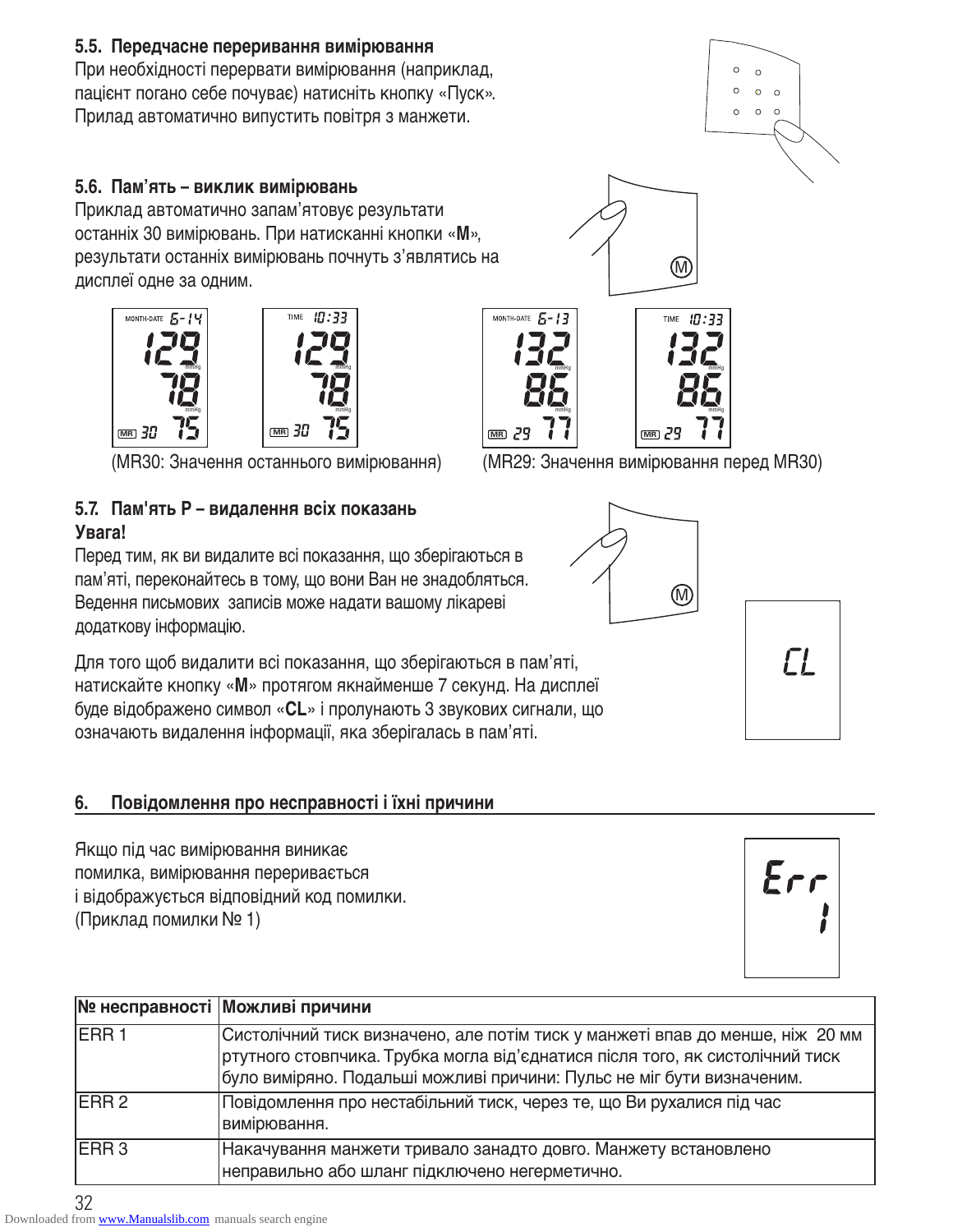### 5.5. Передчасне переривання вимірювання

При необхідності перервати вимірювання (наприклад, пацієнт погано себе почуває) натисніть кнопку «Пуск». Прилад автоматично випустить повітря з манжети.

### 5.6. Пам'ять – виклик вимірювань

Приклад автоматично запам'ятовує результати останніх 30 вимірювань. При натисканні кнопки «**M**», результати останніх вимірювань почнуть з'являтись на дисплеї одне за одним.

(MR30: Значення останнього вимірювання) (MR29: Значення вимірювання перед MR30)

### 5.7. Пам'ять Р – видалення всіх показань

**Увага!**

Перед тим, як ви видалите всі показання, що зберігаються в пам'яті, переконайтесь в тому, що вони Ван не знадобляться. Ведення письмових записів може надати вашому лікареві додаткову інформацію.

Для того щоб видалити всі показання, що зберігаються в пам'яті, натискайте кнопку «**M**» протягом якнайменше 7 секунд. На дисплеї буде відображено символ «**CL**» і пролунають 3 звукових сигнали, що означають видалення інформації, яка зберігалась в пам'яті.

## 6. Повідомлення про несправності і їхні причини

Якщо під час вимірювання виникає помилка, вимірювання переривається і відображується відповідний код помилки. (Приклад помилки № 1)

| № несправності | Можливі причини |
|---|---|
| ERR 1 | Систолічний тиск визначено, але потім тиск у манжеті впав до менше, ніж 20 мм ртутного стовпчика. Трубка могла від'єднатися після того, як систолічний тиск було виміряно. Подальші можливі причини: Пульс не міг бути визначеним. |
| ERR 2 | Повідомлення про нестабільний тиск, через те, що Ви рухалися під час вимірювання. |
| ERR 3 | Накачування манжети тривало занадто довго. Манжету встановлено неправильно або шланг підключено негерметично. |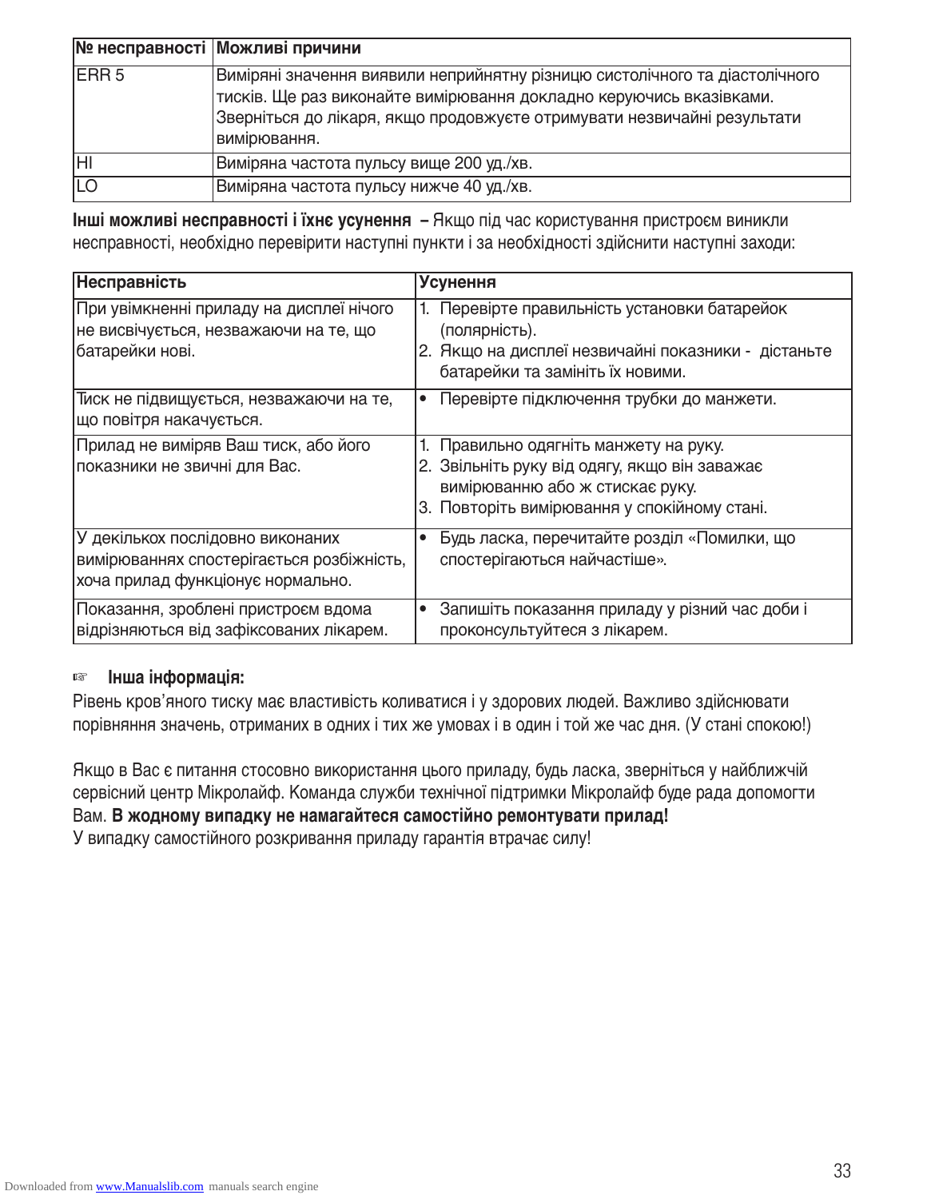| № несправності | Можливі причини |
|---|---|
| ERR 5 | Виміряні значення виявили неприйнятну різницю систолічного та діастолічного тисків. Ще раз виконайте вимірювання докладно керуючись вказівками. Зверніться до лікаря, якщо продовжуєте отримувати незвичайні результати вимірювання. |
| HI | Виміряна частота пульсу вище 200 уд./хв. |
| LO | Виміряна частота пульсу нижче 40 уд./хв. |

**Інші можливі несправності і їхнє усунення –** Якщо під час користування пристроєм виникли несправності, необхідно перевірити наступні пункти і за необхідності здійснити наступні заходи:

| Несправність | Усунення |
|---|---|
| При увімкненні приладу на дисплеї нічого не висвічується, незважаючи на те, що батарейки нові. | 1. Перевірте правильність установки батарейок (полярність).<br>2. Якщо на дисплеї незвичайні показники - дістаньте батарейки та замініть їх новими. |
| Тиск не підвищується, незважаючи на те, що повітря накачується. | • Перевірте підключення трубки до манжети. |
| Прилад не виміряв Ваш тиск, або його показники не звичні для Вас. | 1. Правильно одягніть манжету на руку.<br>2. Звільніть руку від одягу, якщо він заважає вимірюванню або ж стискає руку.<br>3. Повторіть вимірювання у спокійному стані. |
| У декількох послідовно виконаних вимірюваннях спостерігається розбіжність, хоча прилад функціонує нормально. | • Будь ласка, перечитайте розділ «Помилки, що спостерігаються найчастіше». |
| Показання, зроблені пристроєм вдома відрізняються від зафіксованих лікарем. | • Запишіть показання приладу у різний час доби і проконсультуйтеся з лікарем. |

☞ **Інша інформація:**

Рівень кров'яного тиску має властивість коливатися і у здорових людей. Важливо здійснювати порівняння значень, отриманих в одних і тих же умовах і в один і той же час дня. (У стані спокою!)

Якщо в Вас є питання стосовно використання цього приладу, будь ласка, зверніться у найближчій сервісний центр Мікролайф. Команда служби технічної підтримки Мікролайф буде рада допомогти Вам. **В жодному випадку не намагайтеся самостійно ремонтувати прилад!**
У випадку самостійного розкривання приладу гарантія втрачає силу!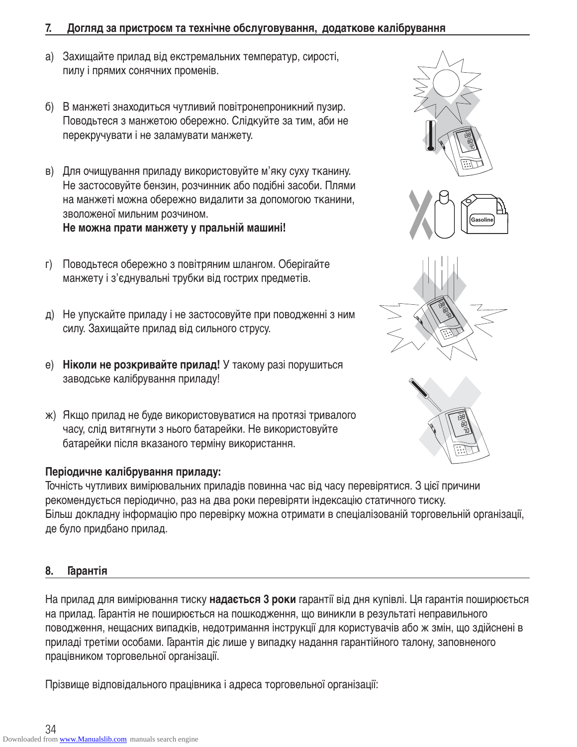## 7. Догляд за пристроєм та технічне обслуговування, додаткове калібрування

а) Захищайте прилад від екстремальних температур, сирості, пилу і прямих сонячних променів.

б) В манжеті знаходиться чутливий повітронепроникний пузир. Поводьтеся з манжетою обережно. Слідкуйте за тим, аби не перекручувати і не заламувати манжету.

в) Для очищування приладу використовуйте м'яку суху тканину. Не застосовуйте бензин, розчинник або подібні засоби. Плями на манжеті можна обережно видалити за допомогою тканини, зволоженої мильним розчином. **Не можна прати манжету у пральній машині!**

г) Поводьтеся обережно з повітряним шлангом. Оберігайте манжету і з'єднувальні трубки від гострих предметів.

д) Не упускайте приладу і не застосовуйте при поводженні з ним силу. Захищайте прилад від сильного струсу.

е) **Ніколи не розкривайте прилад!** У такому разі порушиться заводське калібрування приладу!

ж) Якщо прилад не буде використовуватися на протязі тривалого часу, слід витягнути з нього батарейки. Не використовуйте батарейки після вказаного терміну використання.

**Періодичне калібрування приладу:**
Точність чутливих вимірювальних приладів повинна час від часу перевірятися. З цієї причини рекомендується періодично, раз на два роки перевіряти індексацію статичного тиску. Більш докладну інформацію про перевірку можна отримати в спеціалізованій торговельній організації, де було придбано прилад.

## 8. Гарантія

На прилад для вимірювання тиску **надається 3 роки** гарантії від дня купівлі. Ця гарантія поширюється на прилад. Гарантія не поширюється на пошкодження, що виникли в результаті неправильного поводження, нещасних випадків, недотримання інструкції для користувачів або ж змін, що здійснені в приладі третіми особами. Гарантія діє лише у випадку надання гарантійного талону, заповненого працівником торговельної організації.

Прізвище відповідального працівника і адреса торговельної організації: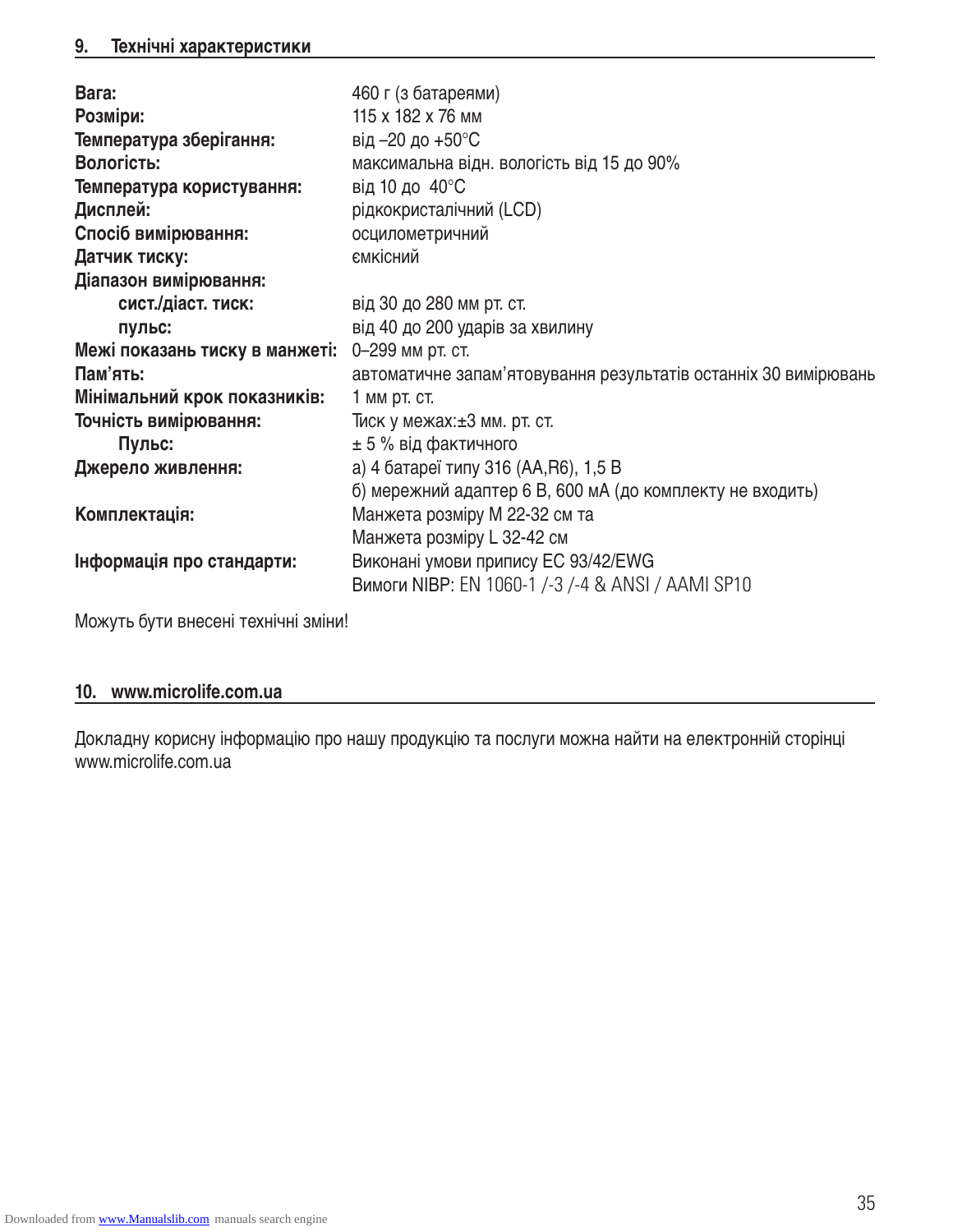## 9. Технічні характеристики

| | |
|---|---|
| **Вага:** | 460 г (з батареями) |
| **Розміри:** | 115 x 182 x 76 мм |
| **Температура зберігання:** | від –20 до +50°C |
| **Вологість:** | максимальна відн. вологість від 15 до 90% |
| **Температура користування:** | від 10 до 40°C |
| **Дисплей:** | рідкокристалічний (LCD) |
| **Спосіб вимірювання:** | осцилометричний |
| **Датчик тиску:** | ємкісний |
| **Діапазон вимірювання:** | |
| **сист./діаст. тиск:** | від 30 до 280 мм рт. ст. |
| **пульс:** | від 40 до 200 ударів за хвилину |
| **Межі показань тиску в манжеті:** | 0–299 мм рт. ст. |
| **Пам'ять:** | автоматичне запам'ятовування результатів останніх 30 вимірювань |
| **Мінімальний крок показників:** | 1 мм рт. ст. |
| **Точність вимірювання:** | Тиск у межах:±3 мм. рт. ст. |
| **Пульс:** | ± 5 % від фактичного |
| **Джерело живлення:** | а) 4 батареї типу 316 (AA,R6), 1,5 В |
| | б) мережний адаптер 6 В, 600 мА (до комплекту не входить) |
| **Комплектація:** | Манжета розміру M 22-32 см та |
| | Манжета розміру L 32-42 см |
| **Інформація про стандарти:** | Виконані умови припису ЕС 93/42/EWG |
| | Вимоги NIBP: EN 1060-1 /-3 /-4 & ANSI / AAMI SP10 |

Можуть бути внесені технічні зміни!

## 10. www.microlife.com.ua

Докладну корисну інформацію про нашу продукцію та послуги можна найти на електронній сторінці www.microlife.com.ua